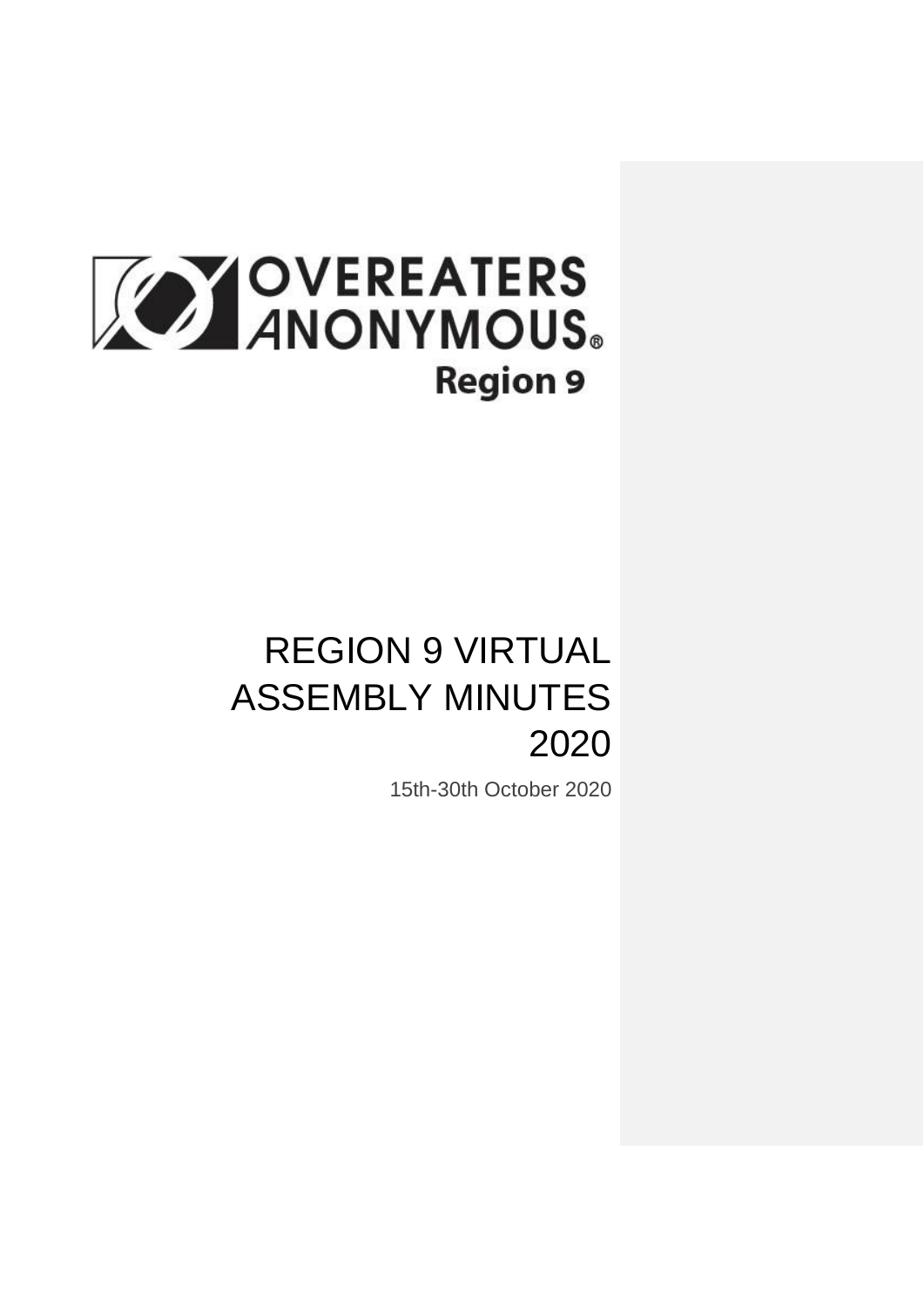OVEREATERS ANONYMOUS®

Region 9

# REGION 9 VIRTUAL ASSEMBLY MINUTES 2020

15th-30th October 2020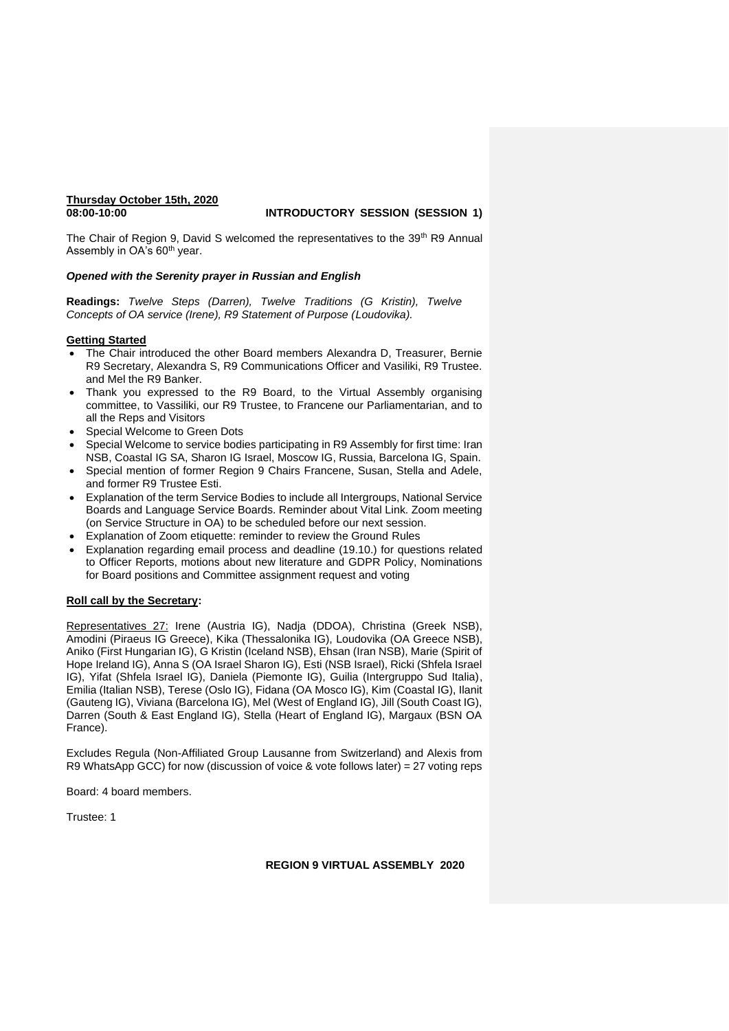**Thursday October 15th, 2020**

**08:00-10:00 INTRODUCTORY SESSION (SESSION 1)**

The Chair of Region 9, David S welcomed the representatives to the 39th R9 Annual Assembly in OA's 60th year.

***Opened with the Serenity prayer in Russian and English***

**Readings:** *Twelve Steps (Darren), Twelve Traditions (G Kristin), Twelve Concepts of OA service (Irene), R9 Statement of Purpose (Loudovika).*

**Getting Started**

- The Chair introduced the other Board members Alexandra D, Treasurer, Bernie R9 Secretary, Alexandra S, R9 Communications Officer and Vasiliki, R9 Trustee. and Mel the R9 Banker.
- Thank you expressed to the R9 Board, to the Virtual Assembly organising committee, to Vassiliki, our R9 Trustee, to Francene our Parliamentarian, and to all the Reps and Visitors
- Special Welcome to Green Dots
- Special Welcome to service bodies participating in R9 Assembly for first time: Iran NSB, Coastal IG SA, Sharon IG Israel, Moscow IG, Russia, Barcelona IG, Spain.
- Special mention of former Region 9 Chairs Francene, Susan, Stella and Adele, and former R9 Trustee Esti.
- Explanation of the term Service Bodies to include all Intergroups, National Service Boards and Language Service Boards. Reminder about Vital Link. Zoom meeting (on Service Structure in OA) to be scheduled before our next session.
- Explanation of Zoom etiquette: reminder to review the Ground Rules
- Explanation regarding email process and deadline (19.10.) for questions related to Officer Reports, motions about new literature and GDPR Policy, Nominations for Board positions and Committee assignment request and voting

**Roll call by the Secretary:**

Representatives 27: Irene (Austria IG), Nadja (DDOA), Christina (Greek NSB), Amodini (Piraeus IG Greece), Kika (Thessalonika IG), Loudovika (OA Greece NSB), Aniko (First Hungarian IG), G Kristin (Iceland NSB), Ehsan (Iran NSB), Marie (Spirit of Hope Ireland IG), Anna S (OA Israel Sharon IG), Esti (NSB Israel), Ricki (Shfela Israel IG), Yifat (Shfela Israel IG), Daniela (Piemonte IG), Guilia (Intergruppo Sud Italia), Emilia (Italian NSB), Terese (Oslo IG), Fidana (OA Mosco IG), Kim (Coastal IG), Ilanit (Gauteng IG), Viviana (Barcelona IG), Mel (West of England IG), Jill (South Coast IG), Darren (South & East England IG), Stella (Heart of England IG), Margaux (BSN OA France).

Excludes Regula (Non-Affiliated Group Lausanne from Switzerland) and Alexis from R9 WhatsApp GCC) for now (discussion of voice & vote follows later) = 27 voting reps

Board: 4 board members.

Trustee: 1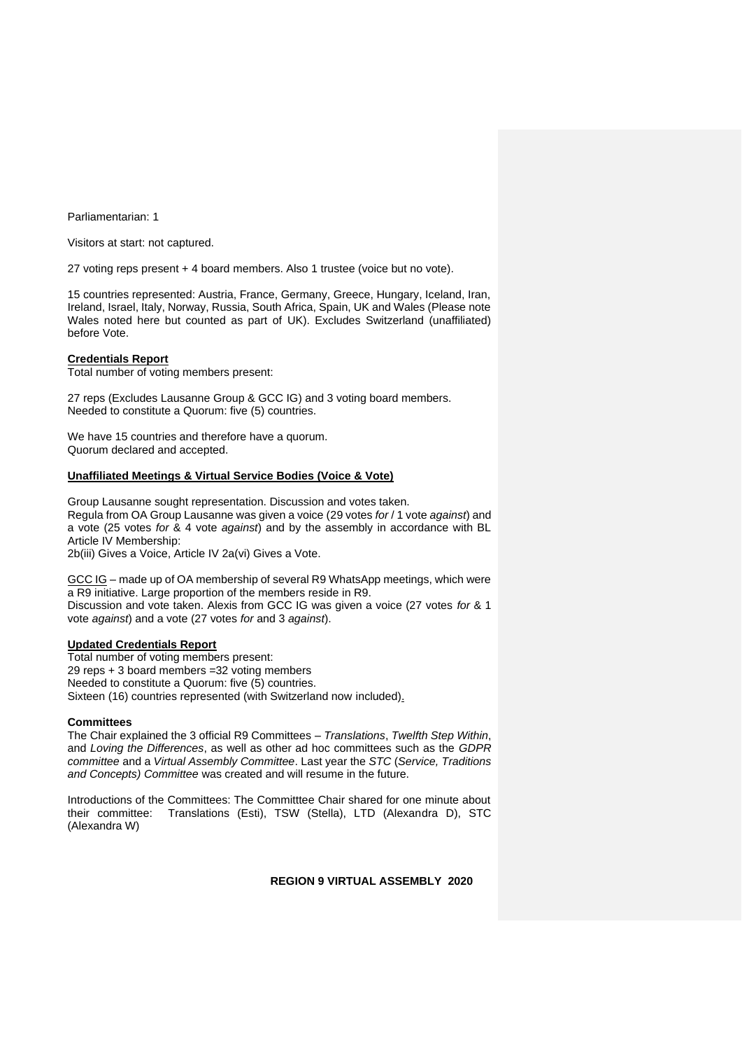Parliamentarian: 1

Visitors at start: not captured.

27 voting reps present + 4 board members. Also 1 trustee (voice but no vote).

15 countries represented: Austria, France, Germany, Greece, Hungary, Iceland, Iran, Ireland, Israel, Italy, Norway, Russia, South Africa, Spain, UK and Wales (Please note Wales noted here but counted as part of UK). Excludes Switzerland (unaffiliated) before Vote.

**Credentials Report**

Total number of voting members present:

27 reps (Excludes Lausanne Group & GCC IG) and 3 voting board members.
Needed to constitute a Quorum: five (5) countries.

We have 15 countries and therefore have a quorum.
Quorum declared and accepted.

**Unaffiliated Meetings & Virtual Service Bodies (Voice & Vote)**

Group Lausanne sought representation. Discussion and votes taken.
Regula from OA Group Lausanne was given a voice (29 votes *for* / 1 vote *against*) and a vote (25 votes *for* & 4 vote *against*) and by the assembly in accordance with BL Article IV Membership:
2b(iii) Gives a Voice, Article IV 2a(vi) Gives a Vote.

GCC IG – made up of OA membership of several R9 WhatsApp meetings, which were a R9 initiative. Large proportion of the members reside in R9.
Discussion and vote taken. Alexis from GCC IG was given a voice (27 votes *for* & 1 vote *against*) and a vote (27 votes *for* and 3 *against*).

**Updated Credentials Report**

Total number of voting members present:
29 reps + 3 board members =32 voting members
Needed to constitute a Quorum: five (5) countries.
Sixteen (16) countries represented (with Switzerland now included).

**Committees**

The Chair explained the 3 official R9 Committees – *Translations*, *Twelfth Step Within*, and *Loving the Differences*, as well as other ad hoc committees such as the *GDPR committee* and a *Virtual Assembly Committee*. Last year the *STC* (*Service, Traditions and Concepts) Committee* was created and will resume in the future.

Introductions of the Committees: The Committtee Chair shared for one minute about their committee: Translations (Esti), TSW (Stella), LTD (Alexandra D), STC (Alexandra W)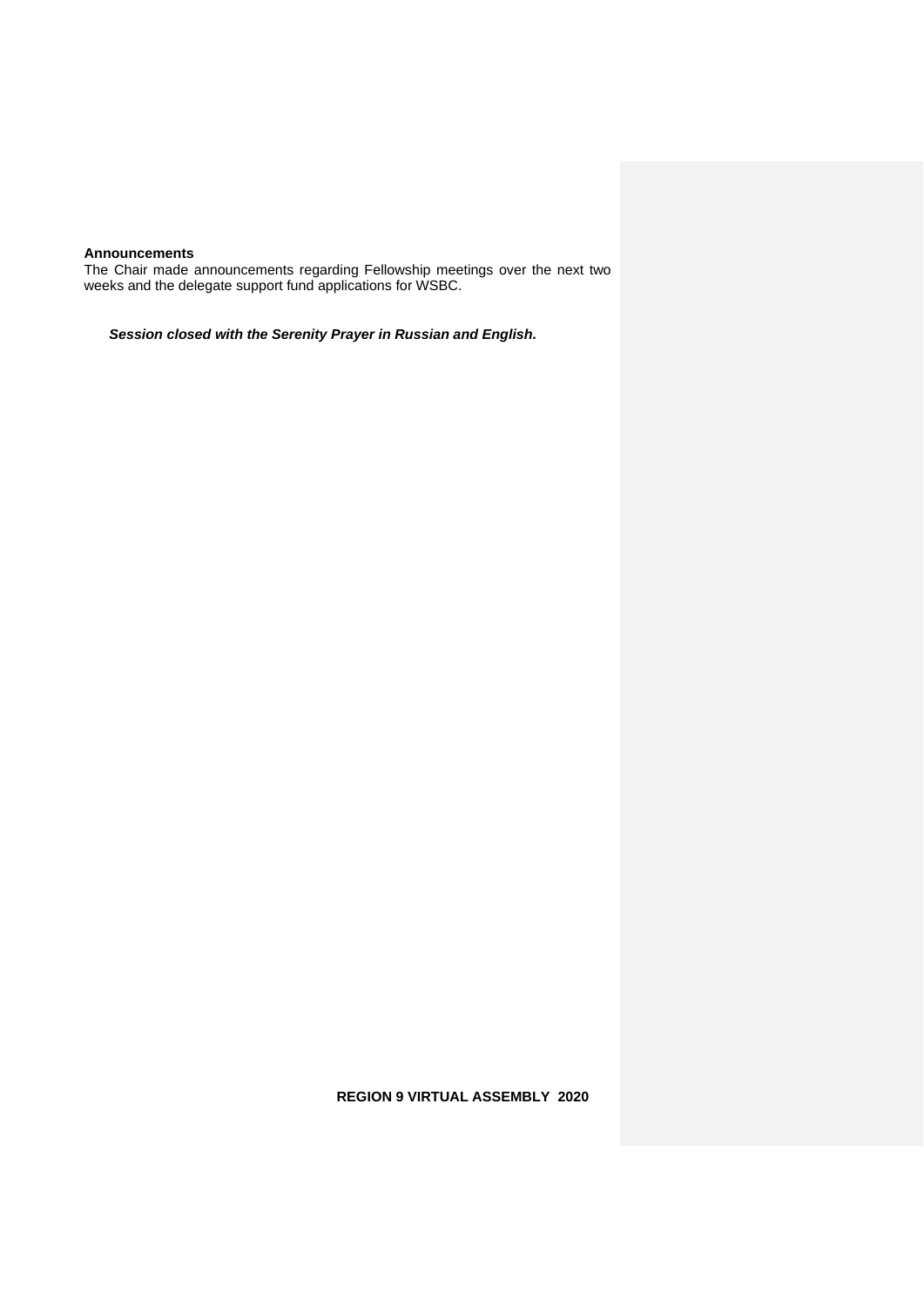**Announcements**

The Chair made announcements regarding Fellowship meetings over the next two weeks and the delegate support fund applications for WSBC.

***Session closed with the Serenity Prayer in Russian and English.***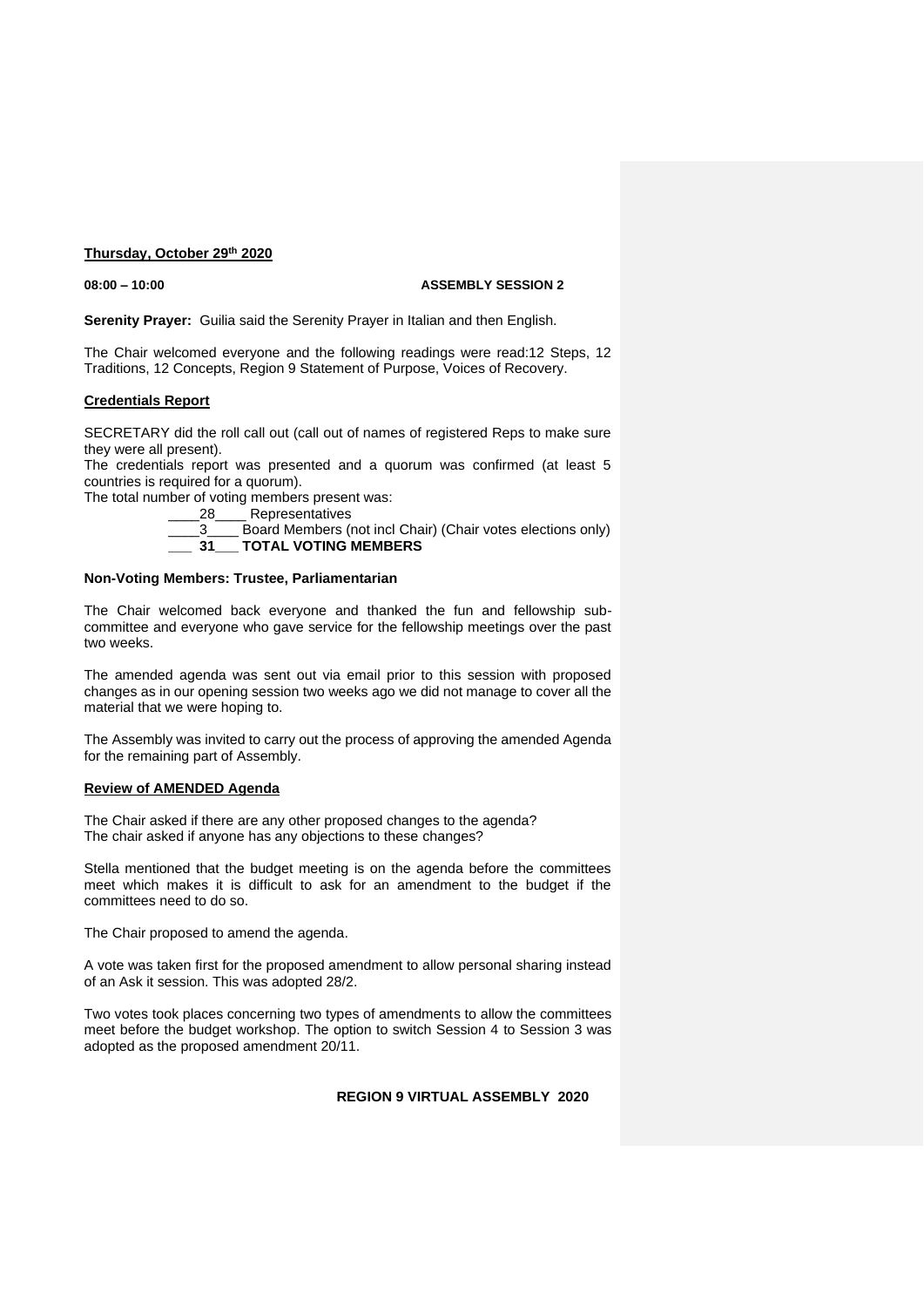**Thursday, October 29th 2020**

**08:00 – 10:00** **ASSEMBLY SESSION 2**

**Serenity Prayer:** Guilia said the Serenity Prayer in Italian and then English.

The Chair welcomed everyone and the following readings were read:12 Steps, 12 Traditions, 12 Concepts, Region 9 Statement of Purpose, Voices of Recovery.

**Credentials Report**

SECRETARY did the roll call out (call out of names of registered Reps to make sure they were all present).

The credentials report was presented and a quorum was confirmed (at least 5 countries is required for a quorum).

The total number of voting members present was:

____28____ Representatives

____3____ Board Members (not incl Chair) (Chair votes elections only)

**___ 31___ TOTAL VOTING MEMBERS**

**Non-Voting Members: Trustee, Parliamentarian**

The Chair welcomed back everyone and thanked the fun and fellowship sub-committee and everyone who gave service for the fellowship meetings over the past two weeks.

The amended agenda was sent out via email prior to this session with proposed changes as in our opening session two weeks ago we did not manage to cover all the material that we were hoping to.

The Assembly was invited to carry out the process of approving the amended Agenda for the remaining part of Assembly.

**Review of AMENDED Agenda**

The Chair asked if there are any other proposed changes to the agenda?
The chair asked if anyone has any objections to these changes?

Stella mentioned that the budget meeting is on the agenda before the committees meet which makes it is difficult to ask for an amendment to the budget if the committees need to do so.

The Chair proposed to amend the agenda.

A vote was taken first for the proposed amendment to allow personal sharing instead of an Ask it session. This was adopted 28/2.

Two votes took places concerning two types of amendments to allow the committees meet before the budget workshop. The option to switch Session 4 to Session 3 was adopted as the proposed amendment 20/11.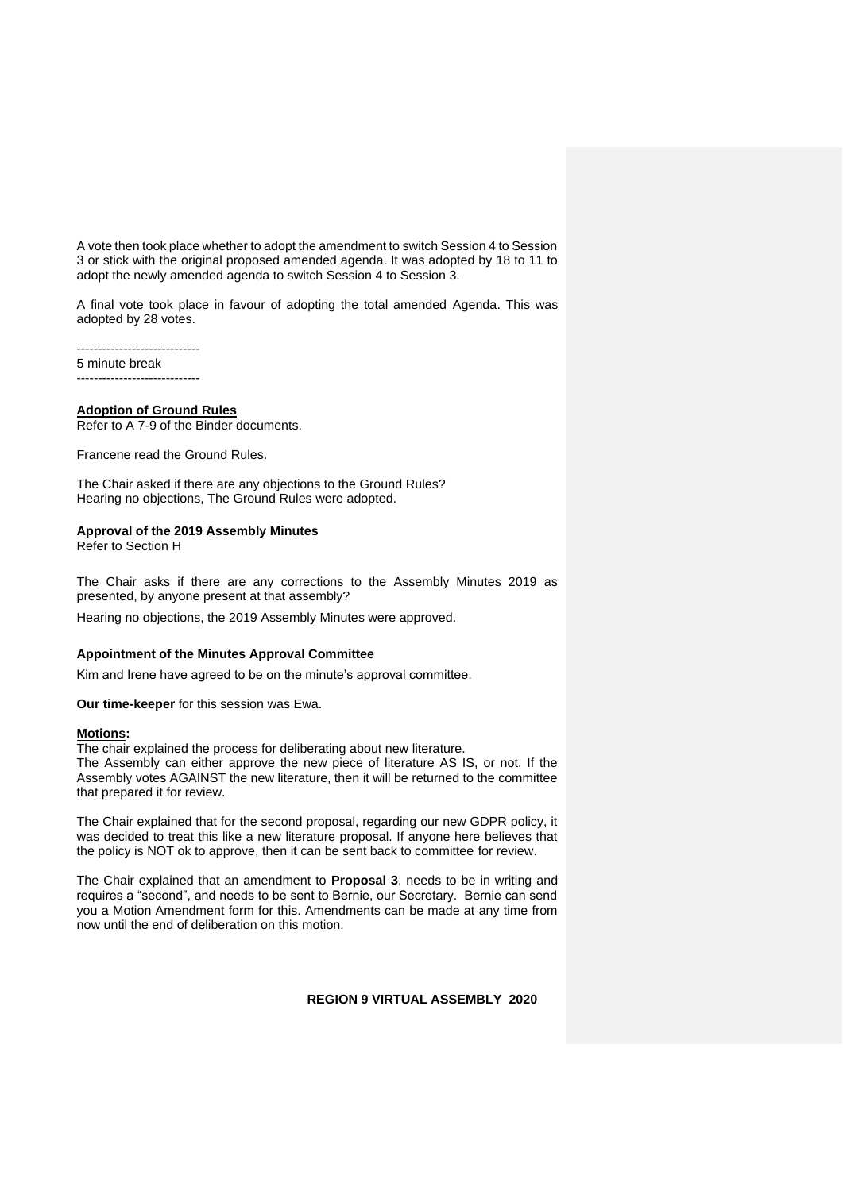A vote then took place whether to adopt the amendment to switch Session 4 to Session 3 or stick with the original proposed amended agenda. It was adopted by 18 to 11 to adopt the newly amended agenda to switch Session 4 to Session 3.

A final vote took place in favour of adopting the total amended Agenda. This was adopted by 28 votes.

-----------------------------

5 minute break

-----------------------------

**Adoption of Ground Rules**

Refer to A 7-9 of the Binder documents.

Francene read the Ground Rules.

The Chair asked if there are any objections to the Ground Rules?
Hearing no objections, The Ground Rules were adopted.

**Approval of the 2019 Assembly Minutes**

Refer to Section H

The Chair asks if there are any corrections to the Assembly Minutes 2019 as presented, by anyone present at that assembly?

Hearing no objections, the 2019 Assembly Minutes were approved.

**Appointment of the Minutes Approval Committee**

Kim and Irene have agreed to be on the minute's approval committee.

**Our time-keeper** for this session was Ewa.

**Motions:**

The chair explained the process for deliberating about new literature.
The Assembly can either approve the new piece of literature AS IS, or not. If the Assembly votes AGAINST the new literature, then it will be returned to the committee that prepared it for review.

The Chair explained that for the second proposal, regarding our new GDPR policy, it was decided to treat this like a new literature proposal. If anyone here believes that the policy is NOT ok to approve, then it can be sent back to committee for review.

The Chair explained that an amendment to **Proposal 3**, needs to be in writing and requires a "second", and needs to be sent to Bernie, our Secretary. Bernie can send you a Motion Amendment form for this. Amendments can be made at any time from now until the end of deliberation on this motion.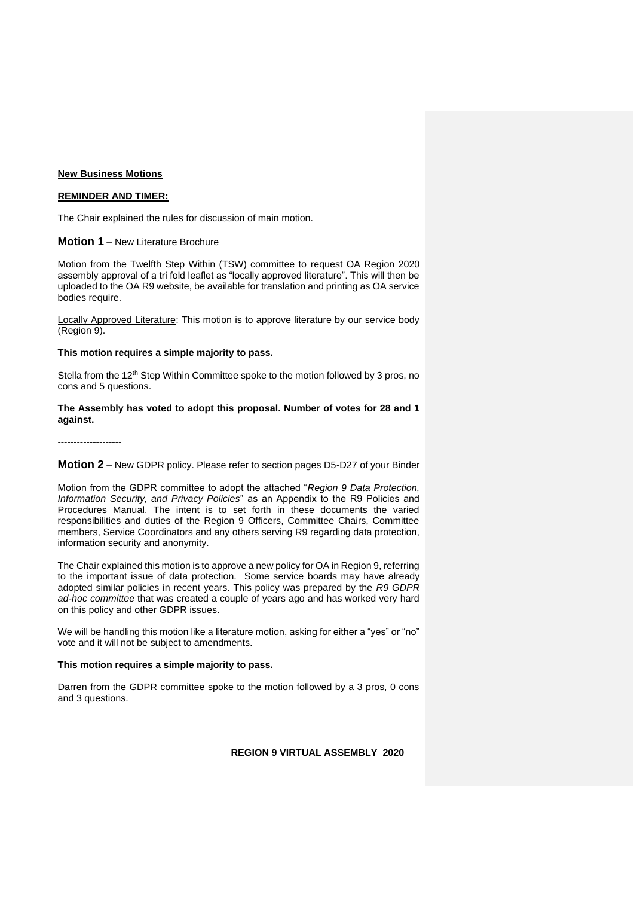**New Business Motions**

**REMINDER AND TIMER:**

The Chair explained the rules for discussion of main motion.

**Motion 1** – New Literature Brochure

Motion from the Twelfth Step Within (TSW) committee to request OA Region 2020 assembly approval of a tri fold leaflet as "locally approved literature". This will then be uploaded to the OA R9 website, be available for translation and printing as OA service bodies require.

Locally Approved Literature: This motion is to approve literature by our service body (Region 9).

**This motion requires a simple majority to pass.**

Stella from the 12th Step Within Committee spoke to the motion followed by 3 pros, no cons and 5 questions.

**The Assembly has voted to adopt this proposal. Number of votes for 28 and 1 against.**

--------------------

**Motion 2** – New GDPR policy. Please refer to section pages D5-D27 of your Binder

Motion from the GDPR committee to adopt the attached "*Region 9 Data Protection, Information Security, and Privacy Policies*" as an Appendix to the R9 Policies and Procedures Manual. The intent is to set forth in these documents the varied responsibilities and duties of the Region 9 Officers, Committee Chairs, Committee members, Service Coordinators and any others serving R9 regarding data protection, information security and anonymity.

The Chair explained this motion is to approve a new policy for OA in Region 9, referring to the important issue of data protection. Some service boards may have already adopted similar policies in recent years. This policy was prepared by the *R9 GDPR ad-hoc committee* that was created a couple of years ago and has worked very hard on this policy and other GDPR issues.

We will be handling this motion like a literature motion, asking for either a "yes" or "no" vote and it will not be subject to amendments.

**This motion requires a simple majority to pass.**

Darren from the GDPR committee spoke to the motion followed by a 3 pros, 0 cons and 3 questions.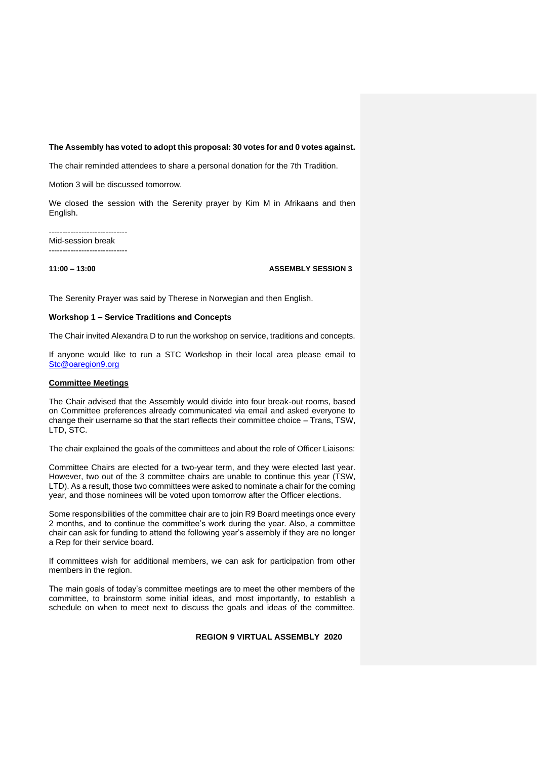**The Assembly has voted to adopt this proposal: 30 votes for and 0 votes against.**

The chair reminded attendees to share a personal donation for the 7th Tradition.

Motion 3 will be discussed tomorrow.

We closed the session with the Serenity prayer by Kim M in Afrikaans and then English.

-----------------------------

Mid-session break

-----------------------------

**11:00 – 13:00** **ASSEMBLY SESSION 3**

The Serenity Prayer was said by Therese in Norwegian and then English.

**Workshop 1 – Service Traditions and Concepts**

The Chair invited Alexandra D to run the workshop on service, traditions and concepts.

If anyone would like to run a STC Workshop in their local area please email to Stc@oaregion9.org

**Committee Meetings**

The Chair advised that the Assembly would divide into four break-out rooms, based on Committee preferences already communicated via email and asked everyone to change their username so that the start reflects their committee choice – Trans, TSW, LTD, STC.

The chair explained the goals of the committees and about the role of Officer Liaisons:

Committee Chairs are elected for a two-year term, and they were elected last year. However, two out of the 3 committee chairs are unable to continue this year (TSW, LTD). As a result, those two committees were asked to nominate a chair for the coming year, and those nominees will be voted upon tomorrow after the Officer elections.

Some responsibilities of the committee chair are to join R9 Board meetings once every 2 months, and to continue the committee's work during the year. Also, a committee chair can ask for funding to attend the following year's assembly if they are no longer a Rep for their service board.

If committees wish for additional members, we can ask for participation from other members in the region.

The main goals of today's committee meetings are to meet the other members of the committee, to brainstorm some initial ideas, and most importantly, to establish a schedule on when to meet next to discuss the goals and ideas of the committee.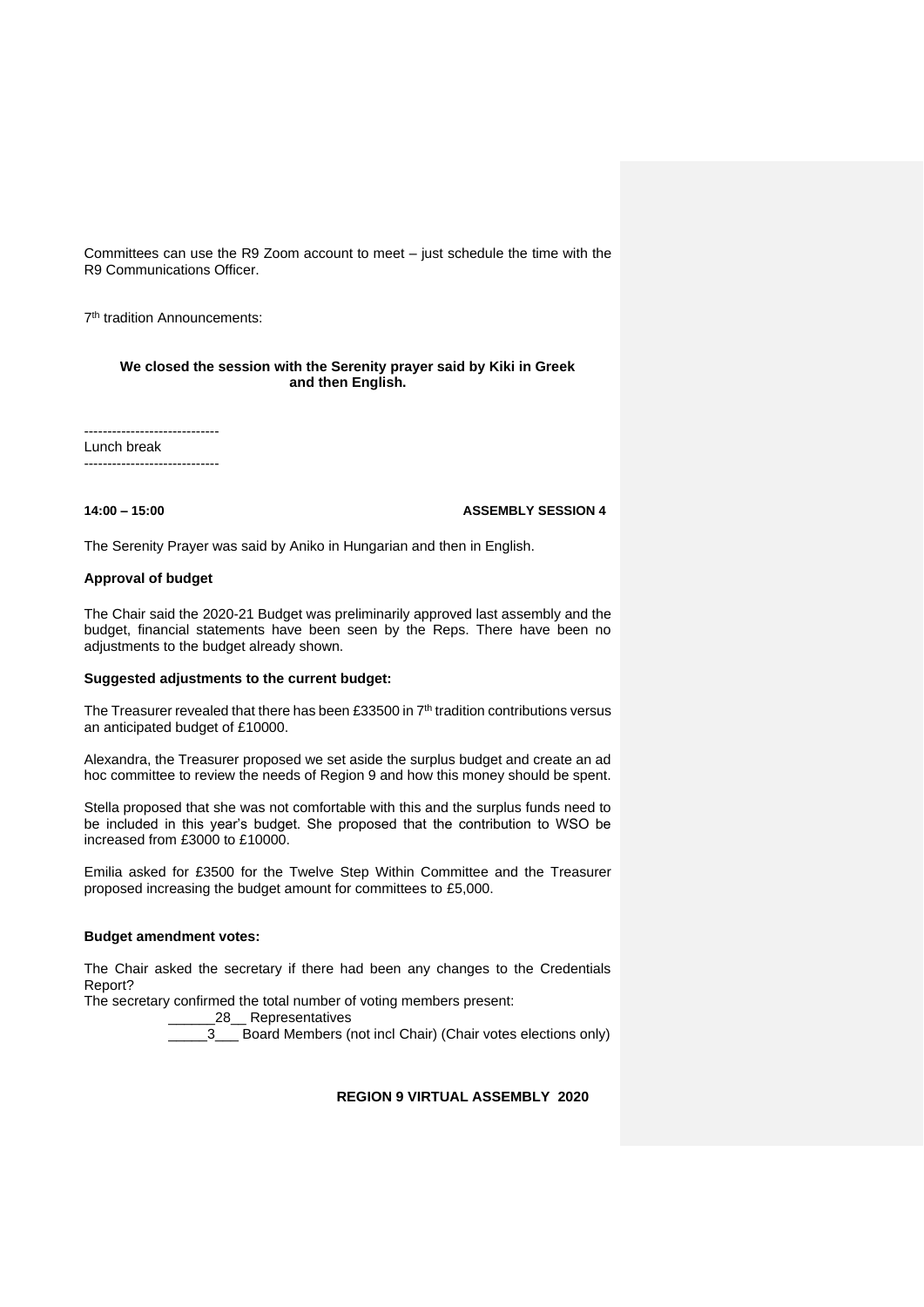Committees can use the R9 Zoom account to meet – just schedule the time with the R9 Communications Officer.

7th tradition Announcements:

**We closed the session with the Serenity prayer said by Kiki in Greek and then English.**

-----------------------------
Lunch break
-----------------------------

**14:00 – 15:00** **ASSEMBLY SESSION 4**

The Serenity Prayer was said by Aniko in Hungarian and then in English.

**Approval of budget**

The Chair said the 2020-21 Budget was preliminarily approved last assembly and the budget, financial statements have been seen by the Reps. There have been no adjustments to the budget already shown.

**Suggested adjustments to the current budget:**

The Treasurer revealed that there has been £33500 in 7th tradition contributions versus an anticipated budget of £10000.

Alexandra, the Treasurer proposed we set aside the surplus budget and create an ad hoc committee to review the needs of Region 9 and how this money should be spent.

Stella proposed that she was not comfortable with this and the surplus funds need to be included in this year's budget. She proposed that the contribution to WSO be increased from £3000 to £10000.

Emilia asked for £3500 for the Twelve Step Within Committee and the Treasurer proposed increasing the budget amount for committees to £5,000.

**Budget amendment votes:**

The Chair asked the secretary if there had been any changes to the Credentials Report?

The secretary confirmed the total number of voting members present:

______28__ Representatives

_____3___ Board Members (not incl Chair) (Chair votes elections only)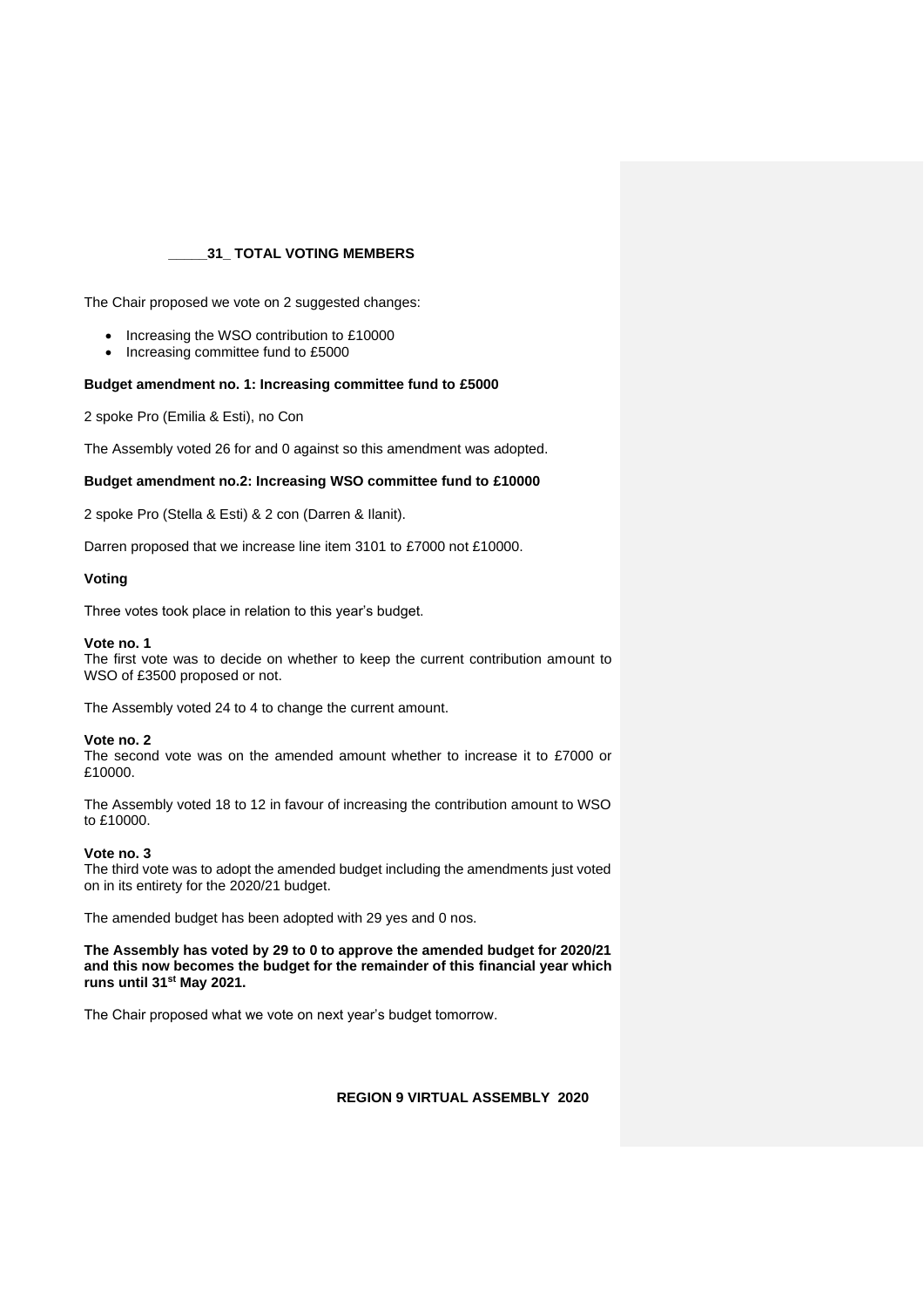**_____31_ TOTAL VOTING MEMBERS**

The Chair proposed we vote on 2 suggested changes:

- Increasing the WSO contribution to £10000
- Increasing committee fund to £5000

**Budget amendment no. 1: Increasing committee fund to £5000**

2 spoke Pro (Emilia & Esti), no Con

The Assembly voted 26 for and 0 against so this amendment was adopted.

**Budget amendment no.2: Increasing WSO committee fund to £10000**

2 spoke Pro (Stella & Esti) & 2 con (Darren & Ilanit).

Darren proposed that we increase line item 3101 to £7000 not £10000.

**Voting**

Three votes took place in relation to this year's budget.

**Vote no. 1**
The first vote was to decide on whether to keep the current contribution amount to WSO of £3500 proposed or not.

The Assembly voted 24 to 4 to change the current amount.

**Vote no. 2**
The second vote was on the amended amount whether to increase it to £7000 or £10000.

The Assembly voted 18 to 12 in favour of increasing the contribution amount to WSO to £10000.

**Vote no. 3**
The third vote was to adopt the amended budget including the amendments just voted on in its entirety for the 2020/21 budget.

The amended budget has been adopted with 29 yes and 0 nos.

**The Assembly has voted by 29 to 0 to approve the amended budget for 2020/21 and this now becomes the budget for the remainder of this financial year which runs until 31st May 2021.**

The Chair proposed what we vote on next year's budget tomorrow.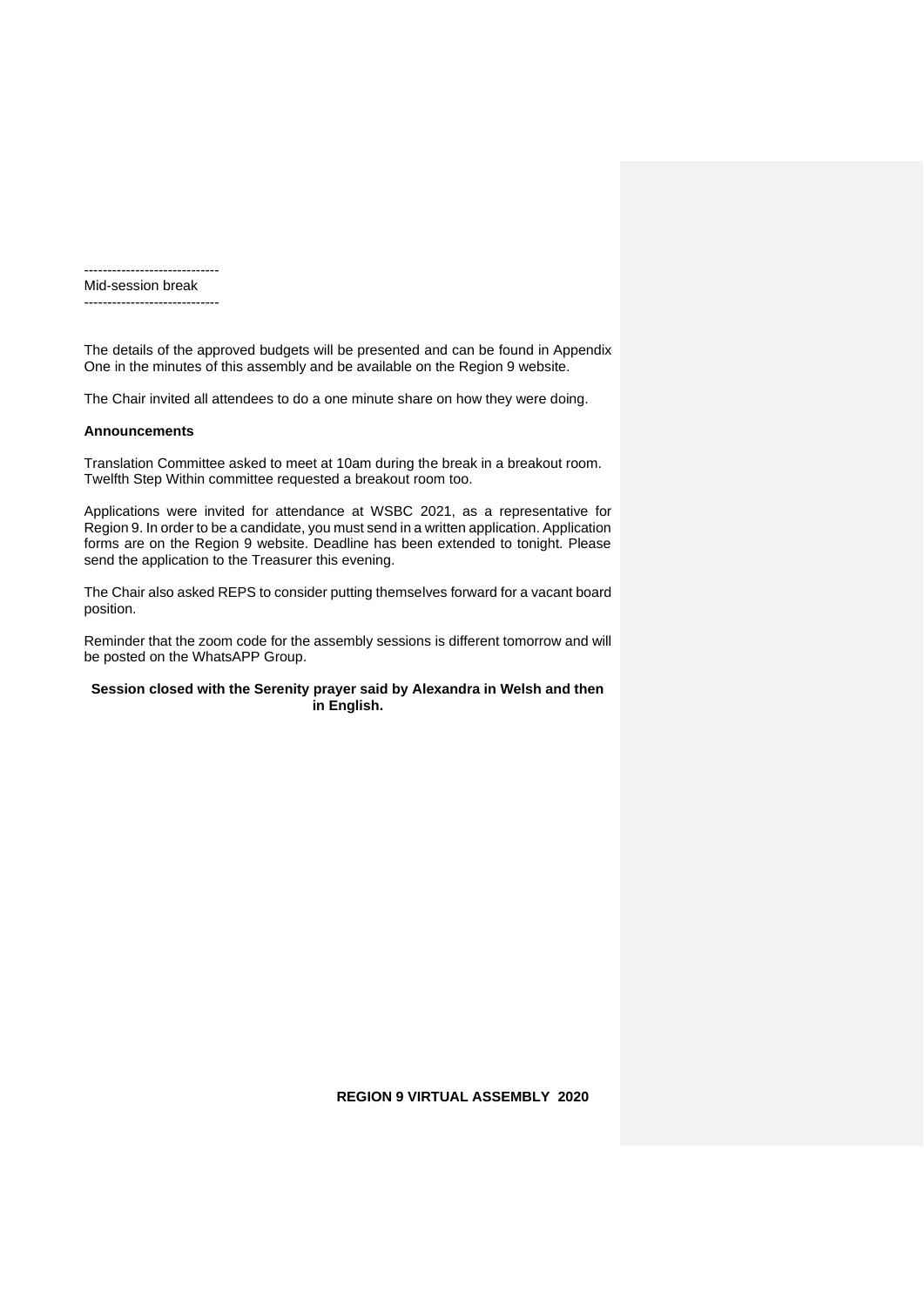-----------------------------
Mid-session break
-----------------------------

The details of the approved budgets will be presented and can be found in Appendix One in the minutes of this assembly and be available on the Region 9 website.

The Chair invited all attendees to do a one minute share on how they were doing.

**Announcements**

Translation Committee asked to meet at 10am during the break in a breakout room. Twelfth Step Within committee requested a breakout room too.

Applications were invited for attendance at WSBC 2021, as a representative for Region 9. In order to be a candidate, you must send in a written application. Application forms are on the Region 9 website. Deadline has been extended to tonight. Please send the application to the Treasurer this evening.

The Chair also asked REPS to consider putting themselves forward for a vacant board position.

Reminder that the zoom code for the assembly sessions is different tomorrow and will be posted on the WhatsAPP Group.

**Session closed with the Serenity prayer said by Alexandra in Welsh and then in English.**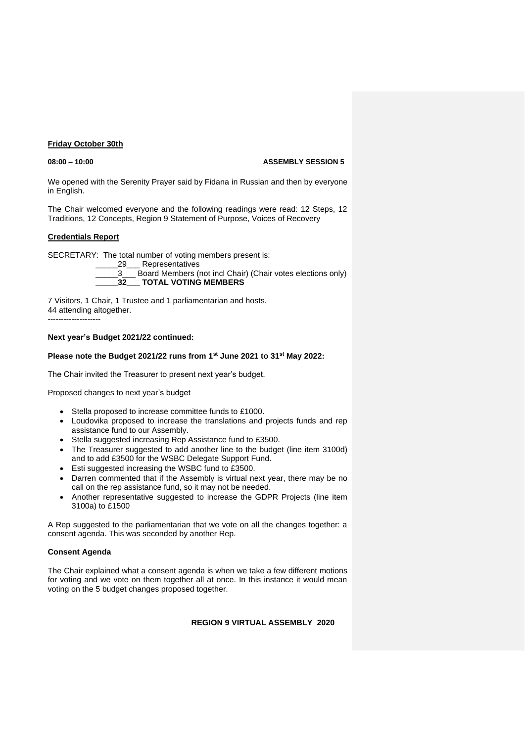**Friday October 30th**

**08:00 – 10:00** **ASSEMBLY SESSION 5**

We opened with the Serenity Prayer said by Fidana in Russian and then by everyone in English.

The Chair welcomed everyone and the following readings were read: 12 Steps, 12 Traditions, 12 Concepts, Region 9 Statement of Purpose, Voices of Recovery

**Credentials Report**

SECRETARY: The total number of voting members present is:

_____29___ Representatives
_____3___ Board Members (not incl Chair) (Chair votes elections only)
_____**32**___ **TOTAL VOTING MEMBERS**

7 Visitors, 1 Chair, 1 Trustee and 1 parliamentarian and hosts.
44 attending altogether.

--------------------

**Next year's Budget 2021/22 continued:**

**Please note the Budget 2021/22 runs from 1st June 2021 to 31st May 2022:**

The Chair invited the Treasurer to present next year's budget.

Proposed changes to next year's budget

- Stella proposed to increase committee funds to £1000.
- Loudovika proposed to increase the translations and projects funds and rep assistance fund to our Assembly.
- Stella suggested increasing Rep Assistance fund to £3500.
- The Treasurer suggested to add another line to the budget (line item 3100d) and to add £3500 for the WSBC Delegate Support Fund.
- Esti suggested increasing the WSBC fund to £3500.
- Darren commented that if the Assembly is virtual next year, there may be no call on the rep assistance fund, so it may not be needed.
- Another representative suggested to increase the GDPR Projects (line item 3100a) to £1500

A Rep suggested to the parliamentarian that we vote on all the changes together: a consent agenda. This was seconded by another Rep.

**Consent Agenda**

The Chair explained what a consent agenda is when we take a few different motions for voting and we vote on them together all at once. In this instance it would mean voting on the 5 budget changes proposed together.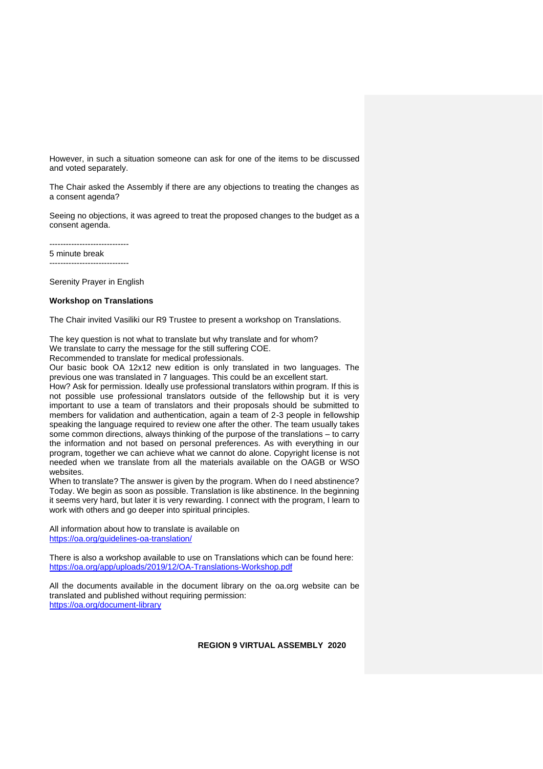However, in such a situation someone can ask for one of the items to be discussed and voted separately.

The Chair asked the Assembly if there are any objections to treating the changes as a consent agenda?

Seeing no objections, it was agreed to treat the proposed changes to the budget as a consent agenda.

-----------------------------
5 minute break
-----------------------------

Serenity Prayer in English

**Workshop on Translations**

The Chair invited Vasiliki our R9 Trustee to present a workshop on Translations.

The key question is not what to translate but why translate and for whom?
We translate to carry the message for the still suffering COE.
Recommended to translate for medical professionals.
Our basic book OA 12x12 new edition is only translated in two languages. The previous one was translated in 7 languages. This could be an excellent start.
How? Ask for permission. Ideally use professional translators within program. If this is not possible use professional translators outside of the fellowship but it is very important to use a team of translators and their proposals should be submitted to members for validation and authentication, again a team of 2-3 people in fellowship speaking the language required to review one after the other. The team usually takes some common directions, always thinking of the purpose of the translations – to carry the information and not based on personal preferences. As with everything in our program, together we can achieve what we cannot do alone. Copyright license is not needed when we translate from all the materials available on the OAGB or WSO websites.
When to translate? The answer is given by the program. When do I need abstinence? Today. We begin as soon as possible. Translation is like abstinence. In the beginning it seems very hard, but later it is very rewarding. I connect with the program, I learn to work with others and go deeper into spiritual principles.

All information about how to translate is available on
https://oa.org/guidelines-oa-translation/

There is also a workshop available to use on Translations which can be found here:
https://oa.org/app/uploads/2019/12/OA-Translations-Workshop.pdf

All the documents available in the document library on the oa.org website can be translated and published without requiring permission:
https://oa.org/document-library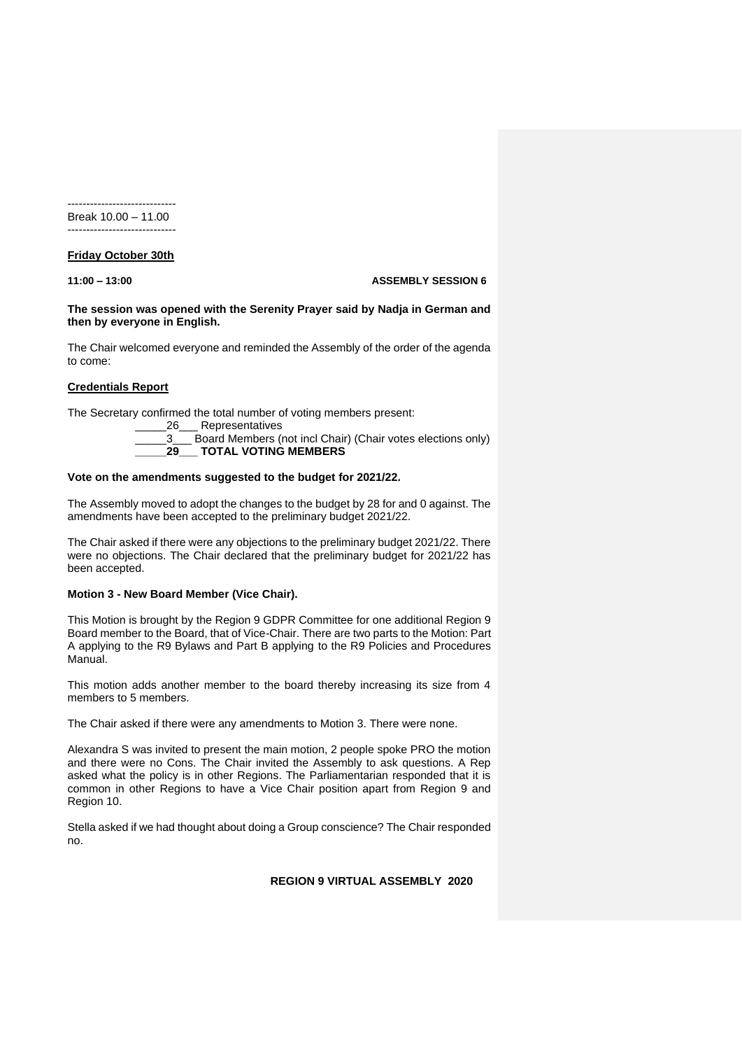-----------------------------
Break 10.00 – 11.00
-----------------------------

**Friday October 30th**

**11:00 – 13:00 ASSEMBLY SESSION 6**

**The session was opened with the Serenity Prayer said by Nadja in German and then by everyone in English.**

The Chair welcomed everyone and reminded the Assembly of the order of the agenda to come:

**Credentials Report**

The Secretary confirmed the total number of voting members present:

_____26___ Representatives
_____3___ Board Members (not incl Chair) (Chair votes elections only)
_____**29**___ **TOTAL VOTING MEMBERS**

**Vote on the amendments suggested to the budget for 2021/22.**

The Assembly moved to adopt the changes to the budget by 28 for and 0 against. The amendments have been accepted to the preliminary budget 2021/22.

The Chair asked if there were any objections to the preliminary budget 2021/22. There were no objections. The Chair declared that the preliminary budget for 2021/22 has been accepted.

**Motion 3 - New Board Member (Vice Chair).**

This Motion is brought by the Region 9 GDPR Committee for one additional Region 9 Board member to the Board, that of Vice-Chair. There are two parts to the Motion: Part A applying to the R9 Bylaws and Part B applying to the R9 Policies and Procedures Manual.

This motion adds another member to the board thereby increasing its size from 4 members to 5 members.

The Chair asked if there were any amendments to Motion 3. There were none.

Alexandra S was invited to present the main motion, 2 people spoke PRO the motion and there were no Cons. The Chair invited the Assembly to ask questions. A Rep asked what the policy is in other Regions. The Parliamentarian responded that it is common in other Regions to have a Vice Chair position apart from Region 9 and Region 10.

Stella asked if we had thought about doing a Group conscience? The Chair responded no.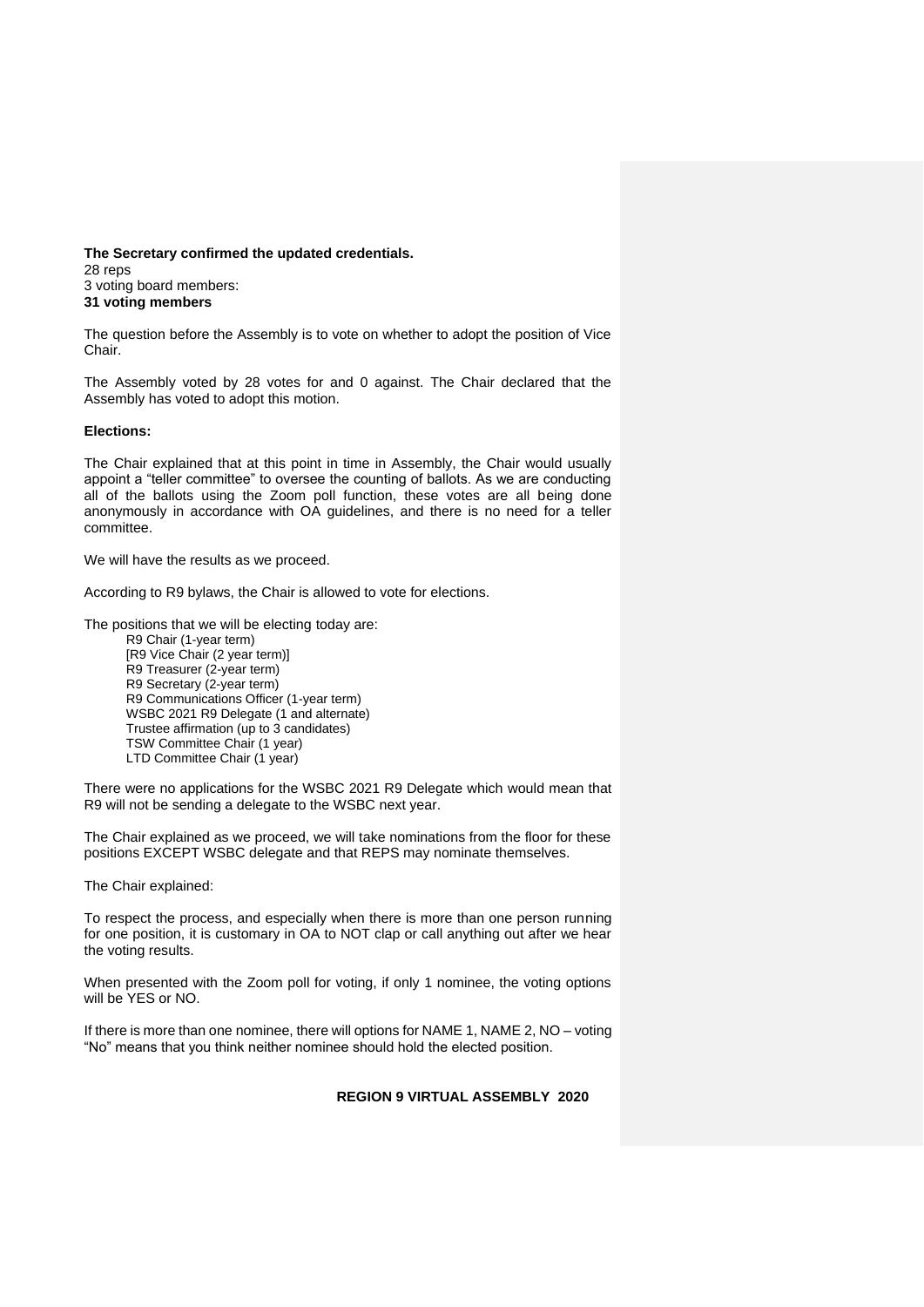**The Secretary confirmed the updated credentials.**
28 reps
3 voting board members:
**31 voting members**

The question before the Assembly is to vote on whether to adopt the position of Vice Chair.

The Assembly voted by 28 votes for and 0 against. The Chair declared that the Assembly has voted to adopt this motion.

**Elections:**

The Chair explained that at this point in time in Assembly, the Chair would usually appoint a "teller committee" to oversee the counting of ballots. As we are conducting all of the ballots using the Zoom poll function, these votes are all being done anonymously in accordance with OA guidelines, and there is no need for a teller committee.

We will have the results as we proceed.

According to R9 bylaws, the Chair is allowed to vote for elections.

The positions that we will be electing today are:

- R9 Chair (1-year term)
- [R9 Vice Chair (2 year term)]
- R9 Treasurer (2-year term)
- R9 Secretary (2-year term)
- R9 Communications Officer (1-year term)
- WSBC 2021 R9 Delegate (1 and alternate)
- Trustee affirmation (up to 3 candidates)
- TSW Committee Chair (1 year)
- LTD Committee Chair (1 year)

There were no applications for the WSBC 2021 R9 Delegate which would mean that R9 will not be sending a delegate to the WSBC next year.

The Chair explained as we proceed, we will take nominations from the floor for these positions EXCEPT WSBC delegate and that REPS may nominate themselves.

The Chair explained:

To respect the process, and especially when there is more than one person running for one position, it is customary in OA to NOT clap or call anything out after we hear the voting results.

When presented with the Zoom poll for voting, if only 1 nominee, the voting options will be YES or NO.

If there is more than one nominee, there will options for NAME 1, NAME 2, NO – voting "No" means that you think neither nominee should hold the elected position.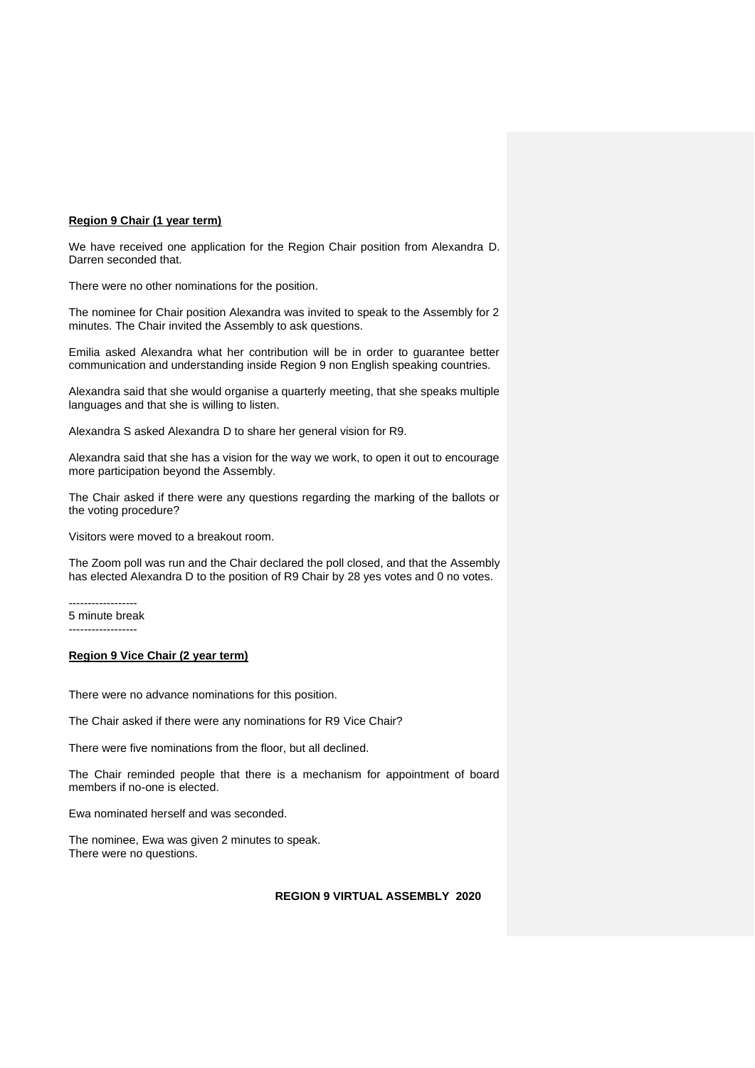**Region 9 Chair (1 year term)**

We have received one application for the Region Chair position from Alexandra D. Darren seconded that.

There were no other nominations for the position.

The nominee for Chair position Alexandra was invited to speak to the Assembly for 2 minutes. The Chair invited the Assembly to ask questions.

Emilia asked Alexandra what her contribution will be in order to guarantee better communication and understanding inside Region 9 non English speaking countries.

Alexandra said that she would organise a quarterly meeting, that she speaks multiple languages and that she is willing to listen.

Alexandra S asked Alexandra D to share her general vision for R9.

Alexandra said that she has a vision for the way we work, to open it out to encourage more participation beyond the Assembly.

The Chair asked if there were any questions regarding the marking of the ballots or the voting procedure?

Visitors were moved to a breakout room.

The Zoom poll was run and the Chair declared the poll closed, and that the Assembly has elected Alexandra D to the position of R9 Chair by 28 yes votes and 0 no votes.

------------------
5 minute break
------------------

**Region 9 Vice Chair (2 year term)**

There were no advance nominations for this position.

The Chair asked if there were any nominations for R9 Vice Chair?

There were five nominations from the floor, but all declined.

The Chair reminded people that there is a mechanism for appointment of board members if no-one is elected.

Ewa nominated herself and was seconded.

The nominee, Ewa was given 2 minutes to speak.
There were no questions.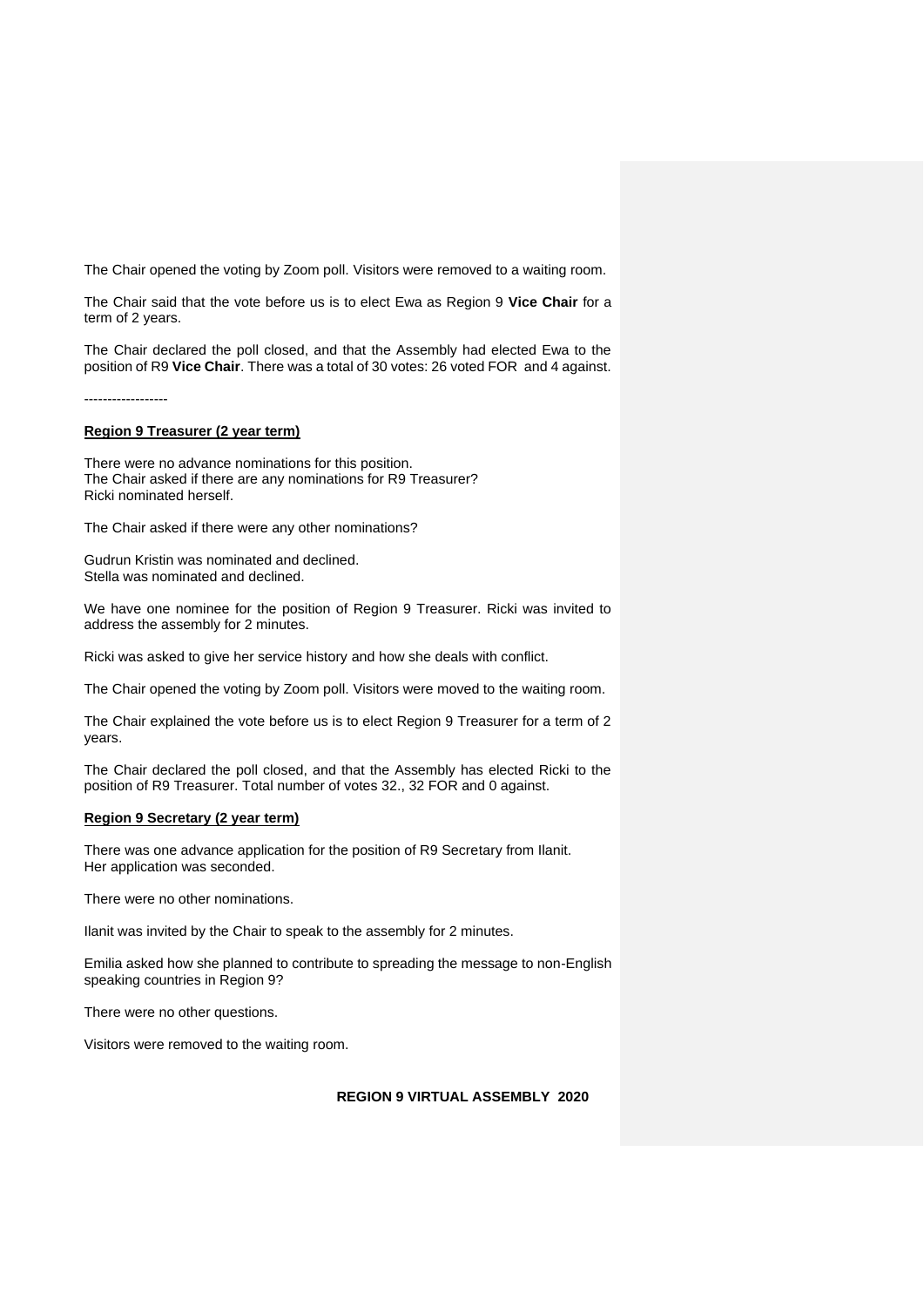The Chair opened the voting by Zoom poll. Visitors were removed to a waiting room.

The Chair said that the vote before us is to elect Ewa as Region 9 **Vice Chair** for a term of 2 years.

The Chair declared the poll closed, and that the Assembly had elected Ewa to the position of R9 **Vice Chair**. There was a total of 30 votes: 26 voted FOR and 4 against.

------------------

**Region 9 Treasurer (2 year term)**

There were no advance nominations for this position.
The Chair asked if there are any nominations for R9 Treasurer?
Ricki nominated herself.

The Chair asked if there were any other nominations?

Gudrun Kristin was nominated and declined.
Stella was nominated and declined.

We have one nominee for the position of Region 9 Treasurer. Ricki was invited to address the assembly for 2 minutes.

Ricki was asked to give her service history and how she deals with conflict.

The Chair opened the voting by Zoom poll. Visitors were moved to the waiting room.

The Chair explained the vote before us is to elect Region 9 Treasurer for a term of 2 years.

The Chair declared the poll closed, and that the Assembly has elected Ricki to the position of R9 Treasurer. Total number of votes 32., 32 FOR and 0 against.

**Region 9 Secretary (2 year term)**

There was one advance application for the position of R9 Secretary from Ilanit.
Her application was seconded.

There were no other nominations.

Ilanit was invited by the Chair to speak to the assembly for 2 minutes.

Emilia asked how she planned to contribute to spreading the message to non-English speaking countries in Region 9?

There were no other questions.

Visitors were removed to the waiting room.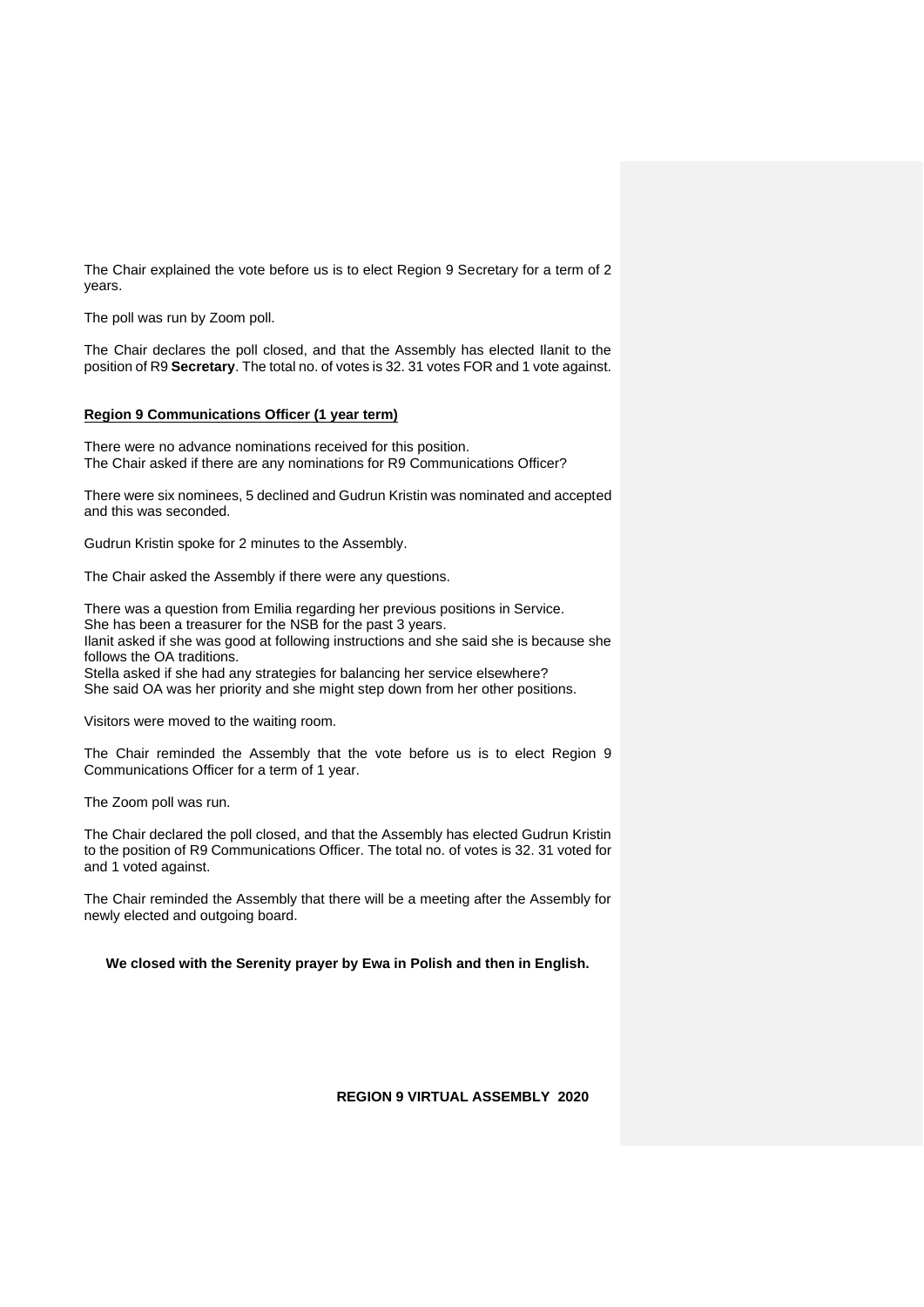The Chair explained the vote before us is to elect Region 9 Secretary for a term of 2 years.

The poll was run by Zoom poll.

The Chair declares the poll closed, and that the Assembly has elected Ilanit to the position of R9 **Secretary**. The total no. of votes is 32. 31 votes FOR and 1 vote against.

**Region 9 Communications Officer (1 year term)**

There were no advance nominations received for this position.
The Chair asked if there are any nominations for R9 Communications Officer?

There were six nominees, 5 declined and Gudrun Kristin was nominated and accepted and this was seconded.

Gudrun Kristin spoke for 2 minutes to the Assembly.

The Chair asked the Assembly if there were any questions.

There was a question from Emilia regarding her previous positions in Service.
She has been a treasurer for the NSB for the past 3 years.
Ilanit asked if she was good at following instructions and she said she is because she follows the OA traditions.
Stella asked if she had any strategies for balancing her service elsewhere?
She said OA was her priority and she might step down from her other positions.

Visitors were moved to the waiting room.

The Chair reminded the Assembly that the vote before us is to elect Region 9 Communications Officer for a term of 1 year.

The Zoom poll was run.

The Chair declared the poll closed, and that the Assembly has elected Gudrun Kristin to the position of R9 Communications Officer. The total no. of votes is 32. 31 voted for and 1 voted against.

The Chair reminded the Assembly that there will be a meeting after the Assembly for newly elected and outgoing board.

**We closed with the Serenity prayer by Ewa in Polish and then in English.**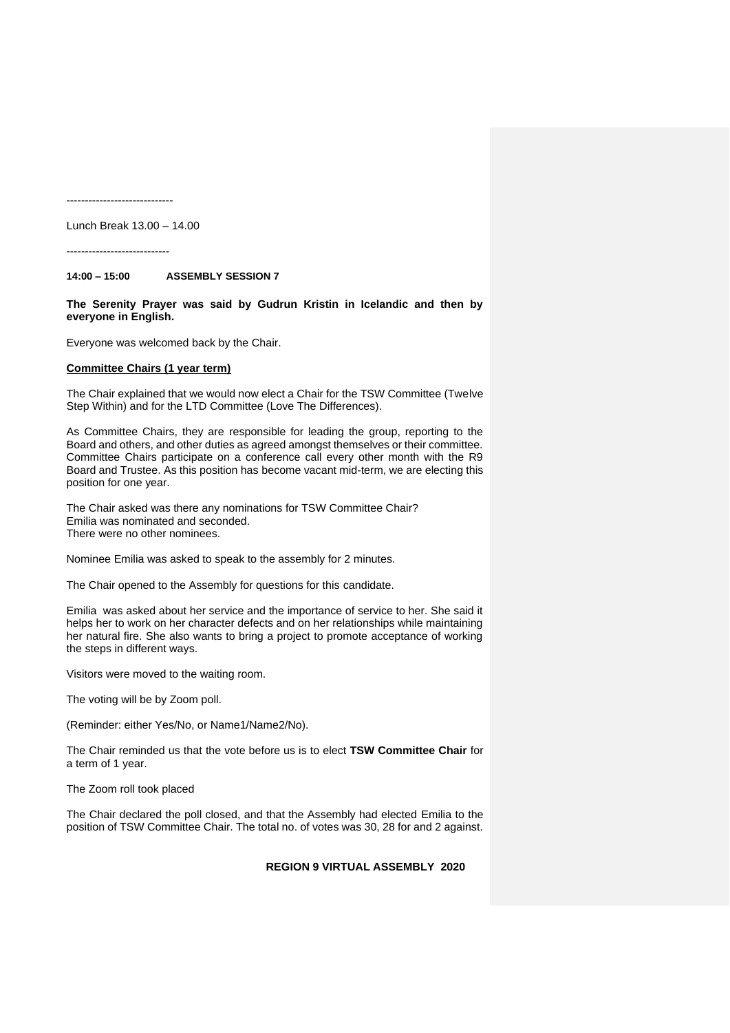-----------------------------

Lunch Break 13.00 – 14.00

----------------------------

**14:00 – 15:00 ASSEMBLY SESSION 7**

**The Serenity Prayer was said by Gudrun Kristin in Icelandic and then by everyone in English.**

Everyone was welcomed back by the Chair.

**Committee Chairs (1 year term)**

The Chair explained that we would now elect a Chair for the TSW Committee (Twelve Step Within) and for the LTD Committee (Love The Differences).

As Committee Chairs, they are responsible for leading the group, reporting to the Board and others, and other duties as agreed amongst themselves or their committee. Committee Chairs participate on a conference call every other month with the R9 Board and Trustee. As this position has become vacant mid-term, we are electing this position for one year.

The Chair asked was there any nominations for TSW Committee Chair?
Emilia was nominated and seconded.
There were no other nominees.

Nominee Emilia was asked to speak to the assembly for 2 minutes.

The Chair opened to the Assembly for questions for this candidate.

Emilia was asked about her service and the importance of service to her. She said it helps her to work on her character defects and on her relationships while maintaining her natural fire. She also wants to bring a project to promote acceptance of working the steps in different ways.

Visitors were moved to the waiting room.

The voting will be by Zoom poll.

(Reminder: either Yes/No, or Name1/Name2/No).

The Chair reminded us that the vote before us is to elect **TSW Committee Chair** for a term of 1 year.

The Zoom roll took placed

The Chair declared the poll closed, and that the Assembly had elected Emilia to the position of TSW Committee Chair. The total no. of votes was 30, 28 for and 2 against.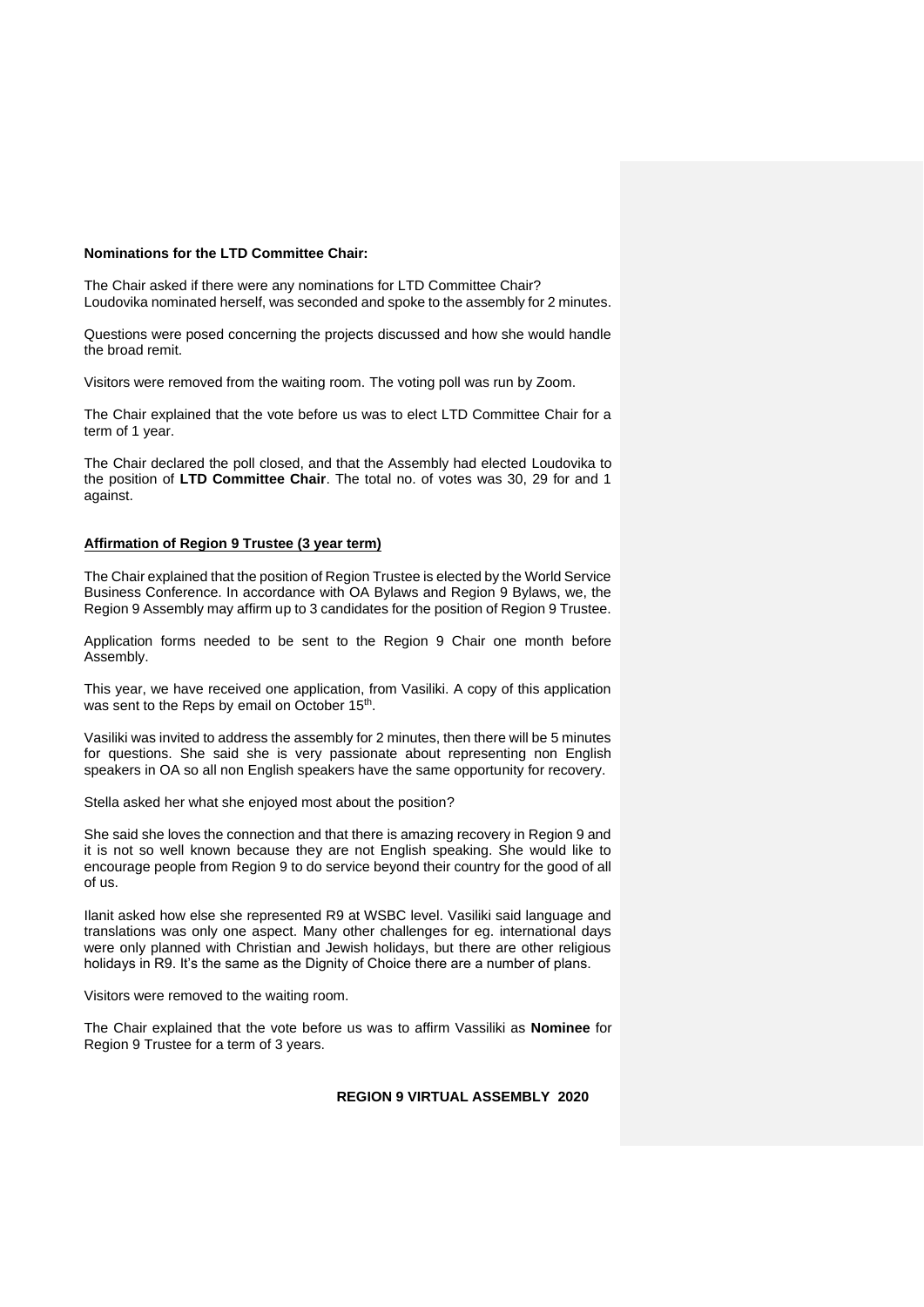**Nominations for the LTD Committee Chair:**

The Chair asked if there were any nominations for LTD Committee Chair?
Loudovika nominated herself, was seconded and spoke to the assembly for 2 minutes.

Questions were posed concerning the projects discussed and how she would handle the broad remit.

Visitors were removed from the waiting room. The voting poll was run by Zoom.

The Chair explained that the vote before us was to elect LTD Committee Chair for a term of 1 year.

The Chair declared the poll closed, and that the Assembly had elected Loudovika to the position of **LTD Committee Chair**. The total no. of votes was 30, 29 for and 1 against.

**Affirmation of Region 9 Trustee (3 year term)**

The Chair explained that the position of Region Trustee is elected by the World Service Business Conference. In accordance with OA Bylaws and Region 9 Bylaws, we, the Region 9 Assembly may affirm up to 3 candidates for the position of Region 9 Trustee.

Application forms needed to be sent to the Region 9 Chair one month before Assembly.

This year, we have received one application, from Vasiliki. A copy of this application was sent to the Reps by email on October 15th.

Vasiliki was invited to address the assembly for 2 minutes, then there will be 5 minutes for questions. She said she is very passionate about representing non English speakers in OA so all non English speakers have the same opportunity for recovery.

Stella asked her what she enjoyed most about the position?

She said she loves the connection and that there is amazing recovery in Region 9 and it is not so well known because they are not English speaking. She would like to encourage people from Region 9 to do service beyond their country for the good of all of us.

Ilanit asked how else she represented R9 at WSBC level. Vasiliki said language and translations was only one aspect. Many other challenges for eg. international days were only planned with Christian and Jewish holidays, but there are other religious holidays in R9. It's the same as the Dignity of Choice there are a number of plans.

Visitors were removed to the waiting room.

The Chair explained that the vote before us was to affirm Vassiliki as **Nominee** for Region 9 Trustee for a term of 3 years.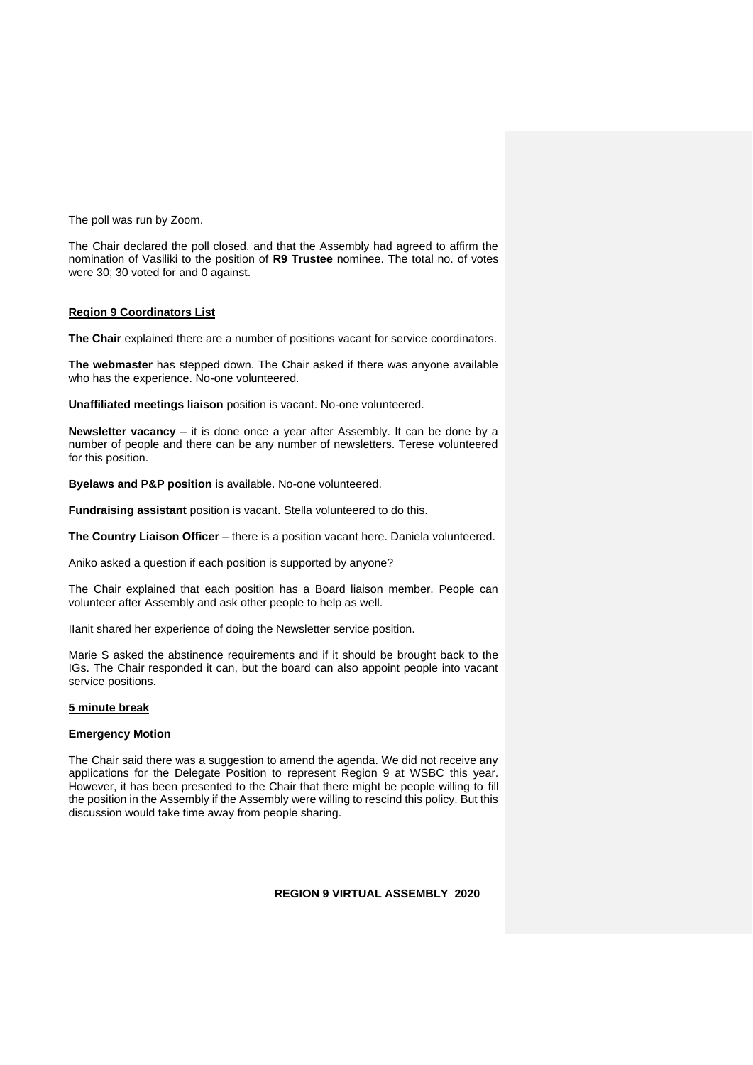The poll was run by Zoom.

The Chair declared the poll closed, and that the Assembly had agreed to affirm the nomination of Vasiliki to the position of **R9 Trustee** nominee. The total no. of votes were 30; 30 voted for and 0 against.

**<u>Region 9 Coordinators List</u>**

**The Chair** explained there are a number of positions vacant for service coordinators.

**The webmaster** has stepped down. The Chair asked if there was anyone available who has the experience. No-one volunteered.

**Unaffiliated meetings liaison** position is vacant. No-one volunteered.

**Newsletter vacancy** – it is done once a year after Assembly. It can be done by a number of people and there can be any number of newsletters. Terese volunteered for this position.

**Byelaws and P&P position** is available. No-one volunteered.

**Fundraising assistant** position is vacant. Stella volunteered to do this.

**The Country Liaison Officer** – there is a position vacant here. Daniela volunteered.

Aniko asked a question if each position is supported by anyone?

The Chair explained that each position has a Board liaison member. People can volunteer after Assembly and ask other people to help as well.

IIanit shared her experience of doing the Newsletter service position.

Marie S asked the abstinence requirements and if it should be brought back to the IGs. The Chair responded it can, but the board can also appoint people into vacant service positions.

**<u>5 minute break</u>**

**Emergency Motion**

The Chair said there was a suggestion to amend the agenda. We did not receive any applications for the Delegate Position to represent Region 9 at WSBC this year. However, it has been presented to the Chair that there might be people willing to fill the position in the Assembly if the Assembly were willing to rescind this policy. But this discussion would take time away from people sharing.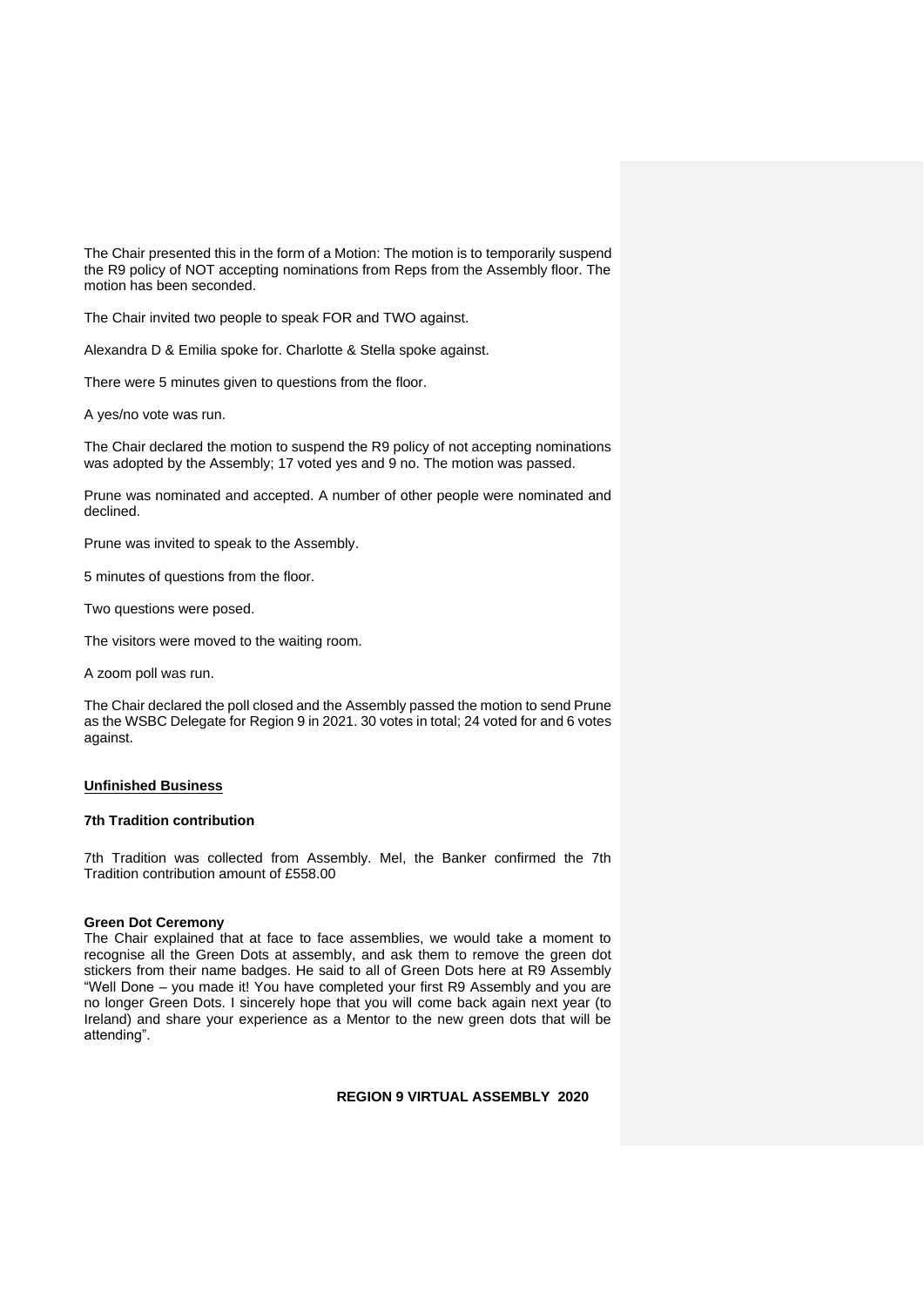The Chair presented this in the form of a Motion: The motion is to temporarily suspend the R9 policy of NOT accepting nominations from Reps from the Assembly floor. The motion has been seconded.

The Chair invited two people to speak FOR and TWO against.

Alexandra D & Emilia spoke for. Charlotte & Stella spoke against.

There were 5 minutes given to questions from the floor.

A yes/no vote was run.

The Chair declared the motion to suspend the R9 policy of not accepting nominations was adopted by the Assembly; 17 voted yes and 9 no. The motion was passed.

Prune was nominated and accepted. A number of other people were nominated and declined.

Prune was invited to speak to the Assembly.

5 minutes of questions from the floor.

Two questions were posed.

The visitors were moved to the waiting room.

A zoom poll was run.

The Chair declared the poll closed and the Assembly passed the motion to send Prune as the WSBC Delegate for Region 9 in 2021. 30 votes in total; 24 voted for and 6 votes against.

## <u>Unfinished Business</u>

### 7th Tradition contribution

7th Tradition was collected from Assembly. Mel, the Banker confirmed the 7th Tradition contribution amount of £558.00

### Green Dot Ceremony

The Chair explained that at face to face assemblies, we would take a moment to recognise all the Green Dots at assembly, and ask them to remove the green dot stickers from their name badges. He said to all of Green Dots here at R9 Assembly "Well Done – you made it! You have completed your first R9 Assembly and you are no longer Green Dots. I sincerely hope that you will come back again next year (to Ireland) and share your experience as a Mentor to the new green dots that will be attending".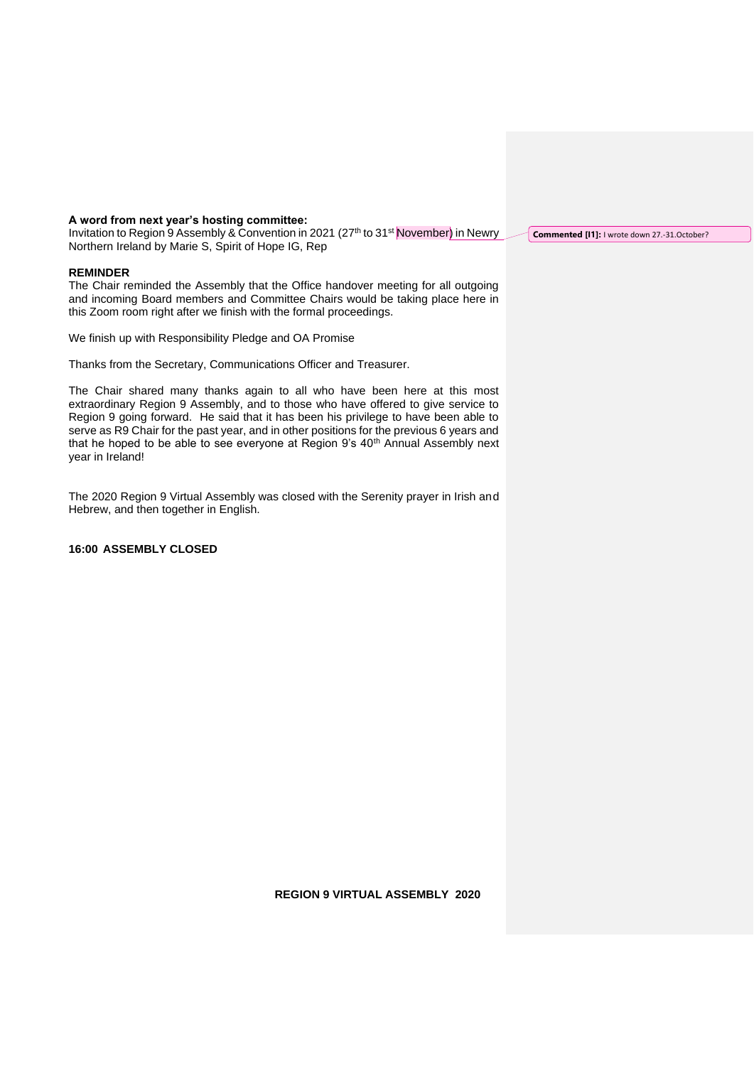**A word from next year's hosting committee:**
Invitation to Region 9 Assembly & Convention in 2021 (27th to 31st November) in Newry Northern Ireland by Marie S, Spirit of Hope IG, Rep

**Commented [I1]:** I wrote down 27.-31.October?

**REMINDER**
The Chair reminded the Assembly that the Office handover meeting for all outgoing and incoming Board members and Committee Chairs would be taking place here in this Zoom room right after we finish with the formal proceedings.

We finish up with Responsibility Pledge and OA Promise

Thanks from the Secretary, Communications Officer and Treasurer.

The Chair shared many thanks again to all who have been here at this most extraordinary Region 9 Assembly, and to those who have offered to give service to Region 9 going forward. He said that it has been his privilege to have been able to serve as R9 Chair for the past year, and in other positions for the previous 6 years and that he hoped to be able to see everyone at Region 9's 40th Annual Assembly next year in Ireland!

The 2020 Region 9 Virtual Assembly was closed with the Serenity prayer in Irish and Hebrew, and then together in English.

**16:00 ASSEMBLY CLOSED**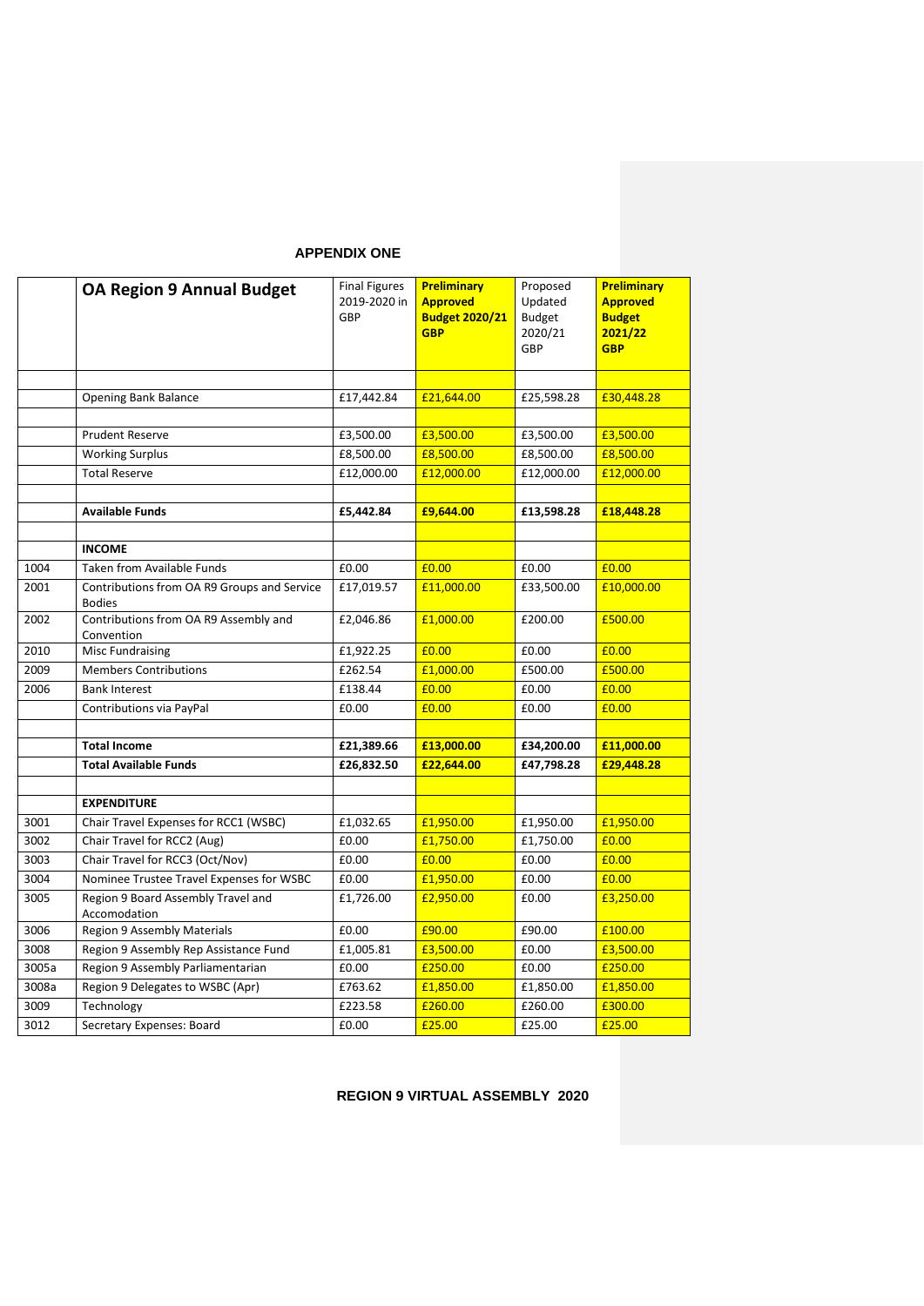**APPENDIX ONE**

| | **OA Region 9 Annual Budget** | Final Figures 2019-2020 in GBP | **Preliminary Approved Budget 2020/21 GBP** | Proposed Updated Budget 2020/21 GBP | **Preliminary Approved Budget 2021/22 GBP** |
|---|---|---|---|---|---|
| | | | | | |
| | Opening Bank Balance | £17,442.84 | £21,644.00 | £25,598.28 | £30,448.28 |
| | | | | | |
| | Prudent Reserve | £3,500.00 | £3,500.00 | £3,500.00 | £3,500.00 |
| | Working Surplus | £8,500.00 | £8,500.00 | £8,500.00 | £8,500.00 |
| | Total Reserve | £12,000.00 | £12,000.00 | £12,000.00 | £12,000.00 |
| | | | | | |
| | **Available Funds** | **£5,442.84** | **£9,644.00** | **£13,598.28** | **£18,448.28** |
| | | | | | |
| | **INCOME** | | | | |
| 1004 | Taken from Available Funds | £0.00 | £0.00 | £0.00 | £0.00 |
| 2001 | Contributions from OA R9 Groups and Service Bodies | £17,019.57 | £11,000.00 | £33,500.00 | £10,000.00 |
| 2002 | Contributions from OA R9 Assembly and Convention | £2,046.86 | £1,000.00 | £200.00 | £500.00 |
| 2010 | Misc Fundraising | £1,922.25 | £0.00 | £0.00 | £0.00 |
| 2009 | Members Contributions | £262.54 | £1,000.00 | £500.00 | £500.00 |
| 2006 | Bank Interest | £138.44 | £0.00 | £0.00 | £0.00 |
| | Contributions via PayPal | £0.00 | £0.00 | £0.00 | £0.00 |
| | | | | | |
| | **Total Income** | **£21,389.66** | **£13,000.00** | **£34,200.00** | **£11,000.00** |
| | **Total Available Funds** | **£26,832.50** | **£22,644.00** | **£47,798.28** | **£29,448.28** |
| | | | | | |
| | **EXPENDITURE** | | | | |
| 3001 | Chair Travel Expenses for RCC1 (WSBC) | £1,032.65 | £1,950.00 | £1,950.00 | £1,950.00 |
| 3002 | Chair Travel for RCC2 (Aug) | £0.00 | £1,750.00 | £1,750.00 | £0.00 |
| 3003 | Chair Travel for RCC3 (Oct/Nov) | £0.00 | £0.00 | £0.00 | £0.00 |
| 3004 | Nominee Trustee Travel Expenses for WSBC | £0.00 | £1,950.00 | £0.00 | £0.00 |
| 3005 | Region 9 Board Assembly Travel and Accomodation | £1,726.00 | £2,950.00 | £0.00 | £3,250.00 |
| 3006 | Region 9 Assembly Materials | £0.00 | £90.00 | £90.00 | £100.00 |
| 3008 | Region 9 Assembly Rep Assistance Fund | £1,005.81 | £3,500.00 | £0.00 | £3,500.00 |
| 3005a | Region 9 Assembly Parliamentarian | £0.00 | £250.00 | £0.00 | £250.00 |
| 3008a | Region 9 Delegates to WSBC (Apr) | £763.62 | £1,850.00 | £1,850.00 | £1,850.00 |
| 3009 | Technology | £223.58 | £260.00 | £260.00 | £300.00 |
| 3012 | Secretary Expenses: Board | £0.00 | £25.00 | £25.00 | £25.00 |

**REGION 9 VIRTUAL ASSEMBLY 2020**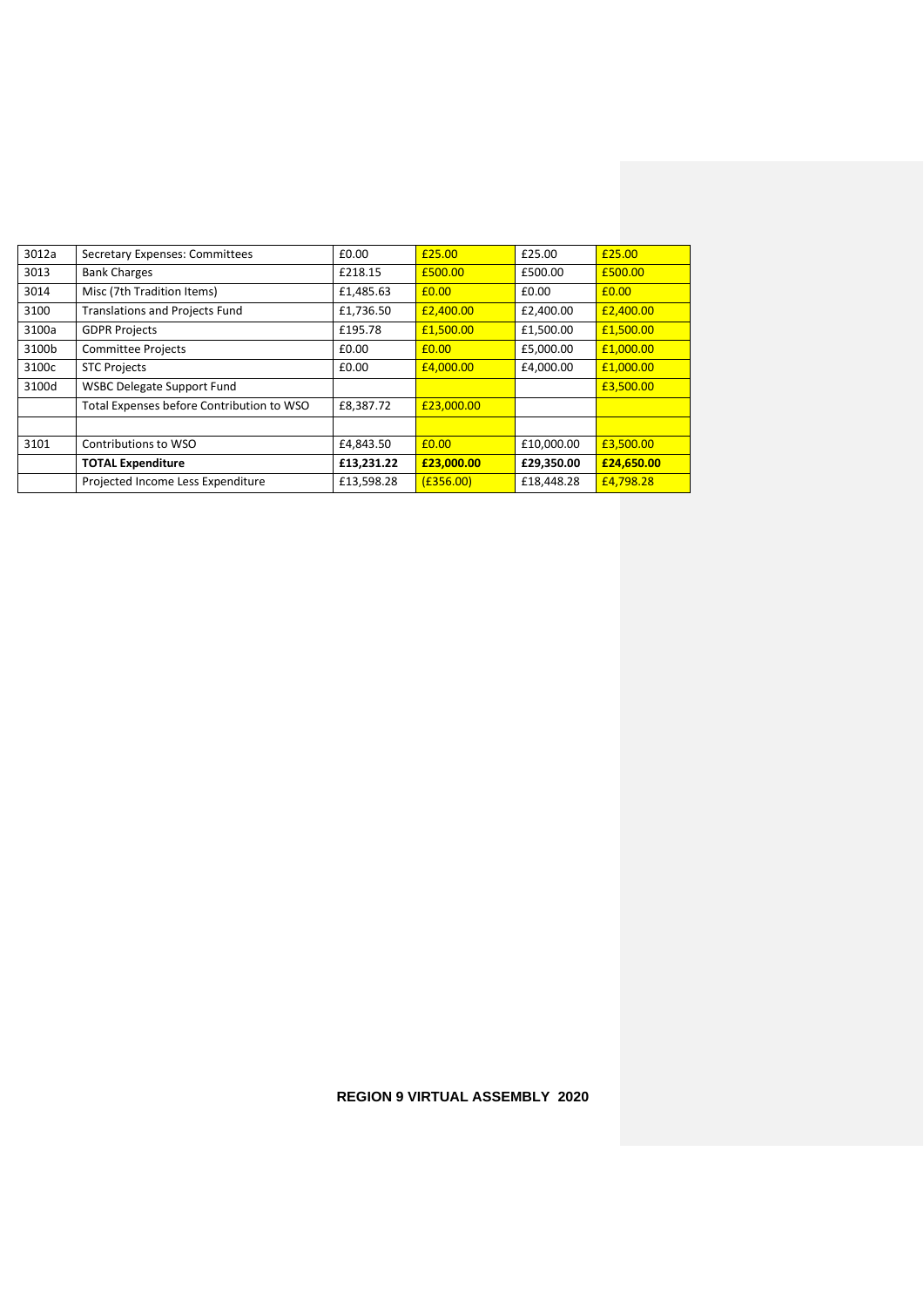| | | | | | |
|---|---|---|---|---|---|
| 3012a | Secretary Expenses: Committees | £0.00 | £25.00 | £25.00 | £25.00 |
| 3013 | Bank Charges | £218.15 | £500.00 | £500.00 | £500.00 |
| 3014 | Misc (7th Tradition Items) | £1,485.63 | £0.00 | £0.00 | £0.00 |
| 3100 | Translations and Projects Fund | £1,736.50 | £2,400.00 | £2,400.00 | £2,400.00 |
| 3100a | GDPR Projects | £195.78 | £1,500.00 | £1,500.00 | £1,500.00 |
| 3100b | Committee Projects | £0.00 | £0.00 | £5,000.00 | £1,000.00 |
| 3100c | STC Projects | £0.00 | £4,000.00 | £4,000.00 | £1,000.00 |
| 3100d | WSBC Delegate Support Fund | | | | £3,500.00 |
| | Total Expenses before Contribution to WSO | £8,387.72 | £23,000.00 | | |
| | | | | | |
| 3101 | Contributions to WSO | £4,843.50 | £0.00 | £10,000.00 | £3,500.00 |
| | **TOTAL Expenditure** | **£13,231.22** | **£23,000.00** | **£29,350.00** | **£24,650.00** |
| | Projected Income Less Expenditure | £13,598.28 | (£356.00) | £18,448.28 | £4,798.28 |

**REGION 9 VIRTUAL ASSEMBLY 2020**